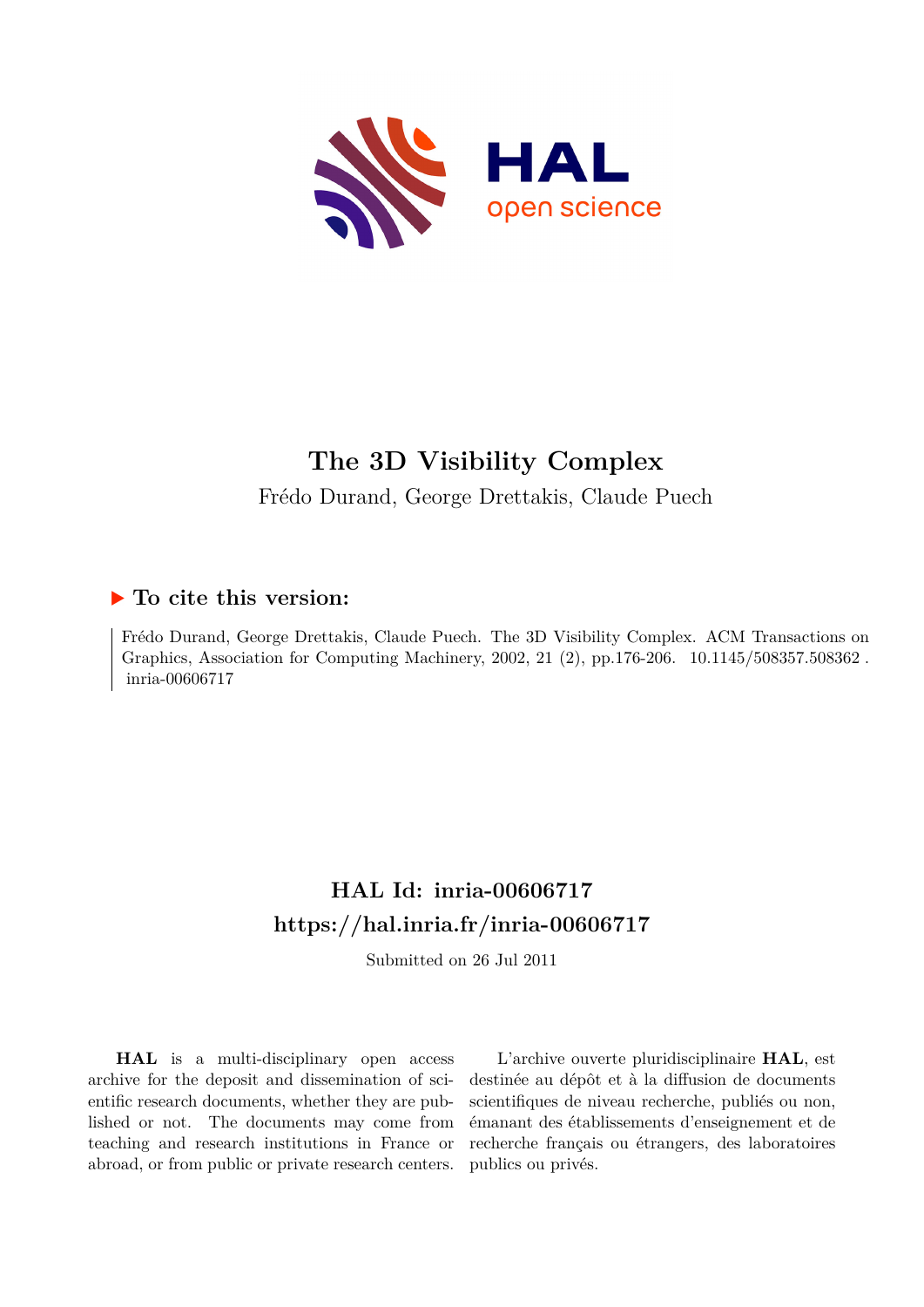# The 3D Visibility Complex

Frédo Durand, George Drettakis, Claude Puech

## ▶ To cite this version:

Frédo Durand, George Drettakis, Claude Puech. The 3D Visibility Complex. ACM Transactions on Graphics, Association for Computing Machinery, 2002, 21 (2), pp.176-206. 10.1145/508357.508362. inria-00606717

## HAL Id: inria-00606717
## https://hal.inria.fr/inria-00606717

Submitted on 26 Jul 2011

**HAL** is a multi-disciplinary open access archive for the deposit and dissemination of scientific research documents, whether they are published or not. The documents may come from teaching and research institutions in France or abroad, or from public or private research centers.

L'archive ouverte pluridisciplinaire **HAL**, est destinée au dépôt et à la diffusion de documents scientifiques de niveau recherche, publiés ou non, émanant des établissements d'enseignement et de recherche français ou étrangers, des laboratoires publics ou privés.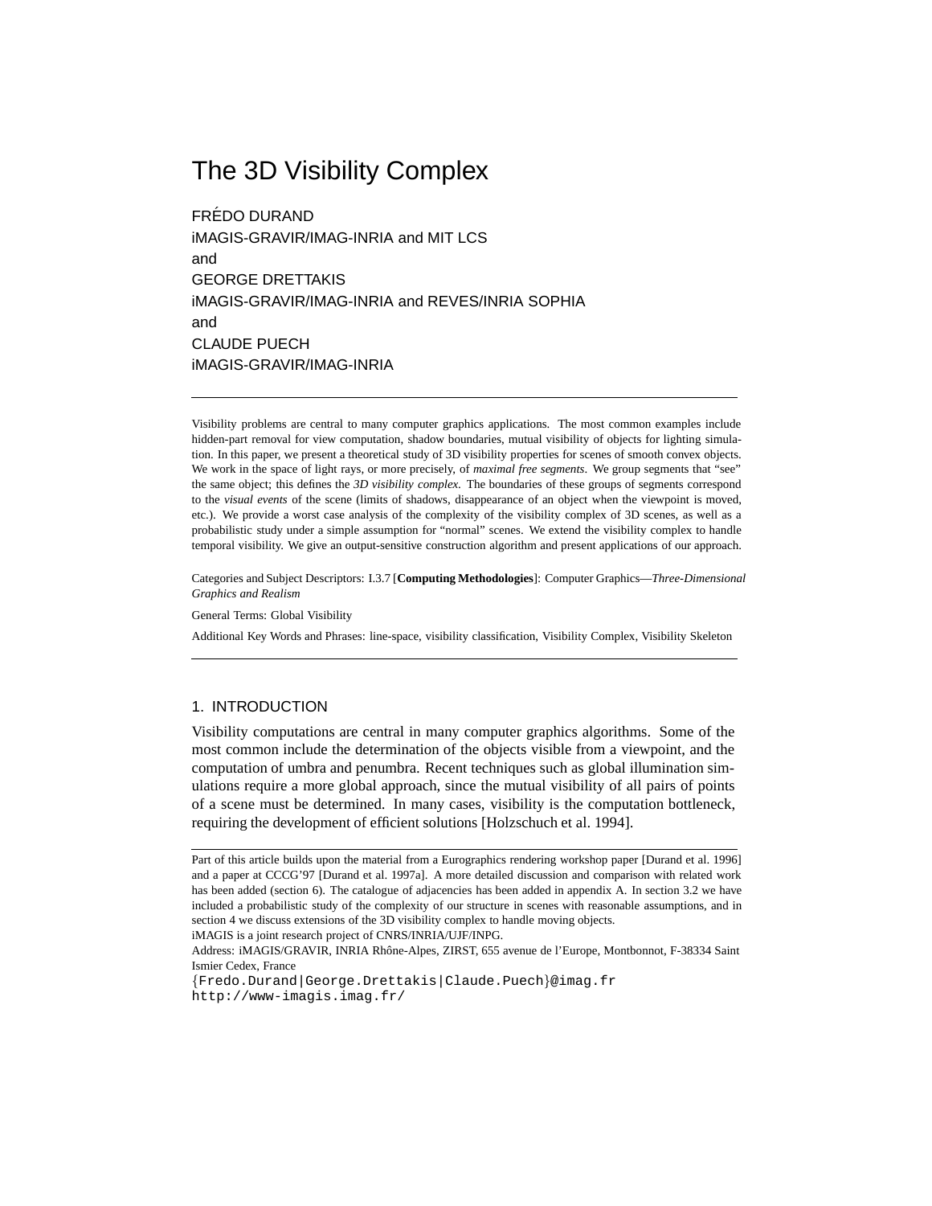# The 3D Visibility Complex

FRÉDO DURAND
iMAGIS-GRAVIR/IMAG-INRIA and MIT LCS
and
GEORGE DRETTAKIS
iMAGIS-GRAVIR/IMAG-INRIA and REVES/INRIA SOPHIA
and
CLAUDE PUECH
iMAGIS-GRAVIR/IMAG-INRIA

---

Visibility problems are central to many computer graphics applications. The most common examples include hidden-part removal for view computation, shadow boundaries, mutual visibility of objects for lighting simulation. In this paper, we present a theoretical study of 3D visibility properties for scenes of smooth convex objects. We work in the space of light rays, or more precisely, of *maximal free segments*. We group segments that "see" the same object; this defines the *3D visibility complex*. The boundaries of these groups of segments correspond to the *visual events* of the scene (limits of shadows, disappearance of an object when the viewpoint is moved, etc.). We provide a worst case analysis of the complexity of the visibility complex of 3D scenes, as well as a probabilistic study under a simple assumption for "normal" scenes. We extend the visibility complex to handle temporal visibility. We give an output-sensitive construction algorithm and present applications of our approach.

Categories and Subject Descriptors: I.3.7 [**Computing Methodologies**]: Computer Graphics—*Three-Dimensional Graphics and Realism*

General Terms: Global Visibility

Additional Key Words and Phrases: line-space, visibility classification, Visibility Complex, Visibility Skeleton

---

## 1. INTRODUCTION

Visibility computations are central in many computer graphics algorithms. Some of the most common include the determination of the objects visible from a viewpoint, and the computation of umbra and penumbra. Recent techniques such as global illumination simulations require a more global approach, since the mutual visibility of all pairs of points of a scene must be determined. In many cases, visibility is the computation bottleneck, requiring the development of efficient solutions [Holzschuch et al. 1994].

---

Part of this article builds upon the material from a Eurographics rendering workshop paper [Durand et al. 1996] and a paper at CCCG'97 [Durand et al. 1997a]. A more detailed discussion and comparison with related work has been added (section 6). The catalogue of adjacencies has been added in appendix A. In section 3.2 we have included a probabilistic study of the complexity of our structure in scenes with reasonable assumptions, and in section 4 we discuss extensions of the 3D visibility complex to handle moving objects.

iMAGIS is a joint research project of CNRS/INRIA/UJF/INPG.

Address: iMAGIS/GRAVIR, INRIA Rhône-Alpes, ZIRST, 655 avenue de l'Europe, Montbonnot, F-38334 Saint Ismier Cedex, France

{Fredo.Durand|George.Drettakis|Claude.Puech}@imag.fr
http://www-imagis.imag.fr/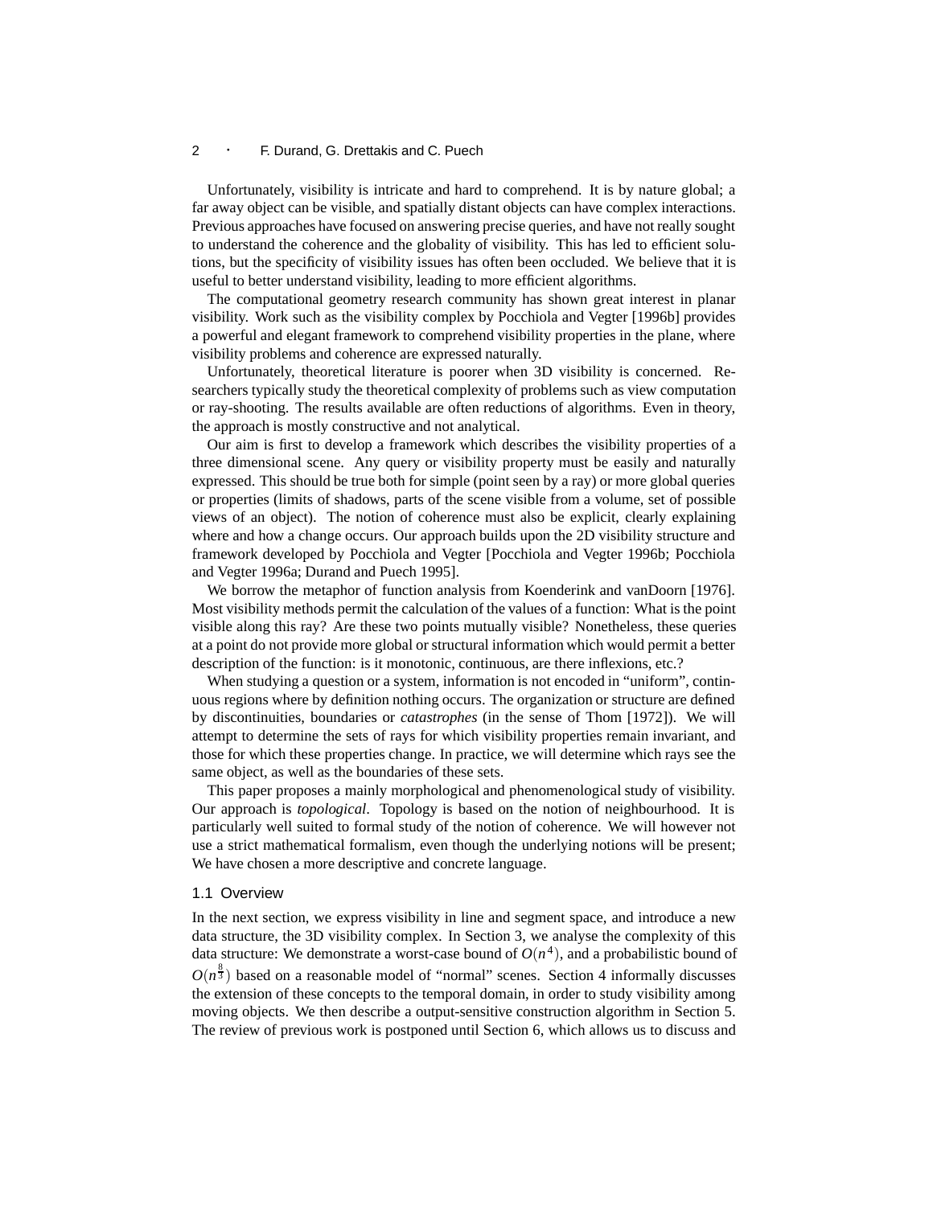Unfortunately, visibility is intricate and hard to comprehend. It is by nature global; a far away object can be visible, and spatially distant objects can have complex interactions. Previous approaches have focused on answering precise queries, and have not really sought to understand the coherence and the globality of visibility. This has led to efficient solutions, but the specificity of visibility issues has often been occluded. We believe that it is useful to better understand visibility, leading to more efficient algorithms.

The computational geometry research community has shown great interest in planar visibility. Work such as the visibility complex by Pocchiola and Vegter [1996b] provides a powerful and elegant framework to comprehend visibility properties in the plane, where visibility problems and coherence are expressed naturally.

Unfortunately, theoretical literature is poorer when 3D visibility is concerned. Researchers typically study the theoretical complexity of problems such as view computation or ray-shooting. The results available are often reductions of algorithms. Even in theory, the approach is mostly constructive and not analytical.

Our aim is first to develop a framework which describes the visibility properties of a three dimensional scene. Any query or visibility property must be easily and naturally expressed. This should be true both for simple (point seen by a ray) or more global queries or properties (limits of shadows, parts of the scene visible from a volume, set of possible views of an object). The notion of coherence must also be explicit, clearly explaining where and how a change occurs. Our approach builds upon the 2D visibility structure and framework developed by Pocchiola and Vegter [Pocchiola and Vegter 1996b; Pocchiola and Vegter 1996a; Durand and Puech 1995].

We borrow the metaphor of function analysis from Koenderink and vanDoorn [1976]. Most visibility methods permit the calculation of the values of a function: What is the point visible along this ray? Are these two points mutually visible? Nonetheless, these queries at a point do not provide more global or structural information which would permit a better description of the function: is it monotonic, continuous, are there inflexions, etc.?

When studying a question or a system, information is not encoded in "uniform", continuous regions where by definition nothing occurs. The organization or structure are defined by discontinuities, boundaries or *catastrophes* (in the sense of Thom [1972]). We will attempt to determine the sets of rays for which visibility properties remain invariant, and those for which these properties change. In practice, we will determine which rays see the same object, as well as the boundaries of these sets.

This paper proposes a mainly morphological and phenomenological study of visibility. Our approach is *topological*. Topology is based on the notion of neighbourhood. It is particularly well suited to formal study of the notion of coherence. We will however not use a strict mathematical formalism, even though the underlying notions will be present; We have chosen a more descriptive and concrete language.

### 1.1 Overview

In the next section, we express visibility in line and segment space, and introduce a new data structure, the 3D visibility complex. In Section 3, we analyse the complexity of this data structure: We demonstrate a worst-case bound of $O(n^4)$, and a probabilistic bound of $O(n^{\frac{8}{3}})$ based on a reasonable model of "normal" scenes. Section 4 informally discusses the extension of these concepts to the temporal domain, in order to study visibility among moving objects. We then describe a output-sensitive construction algorithm in Section 5. The review of previous work is postponed until Section 6, which allows us to discuss and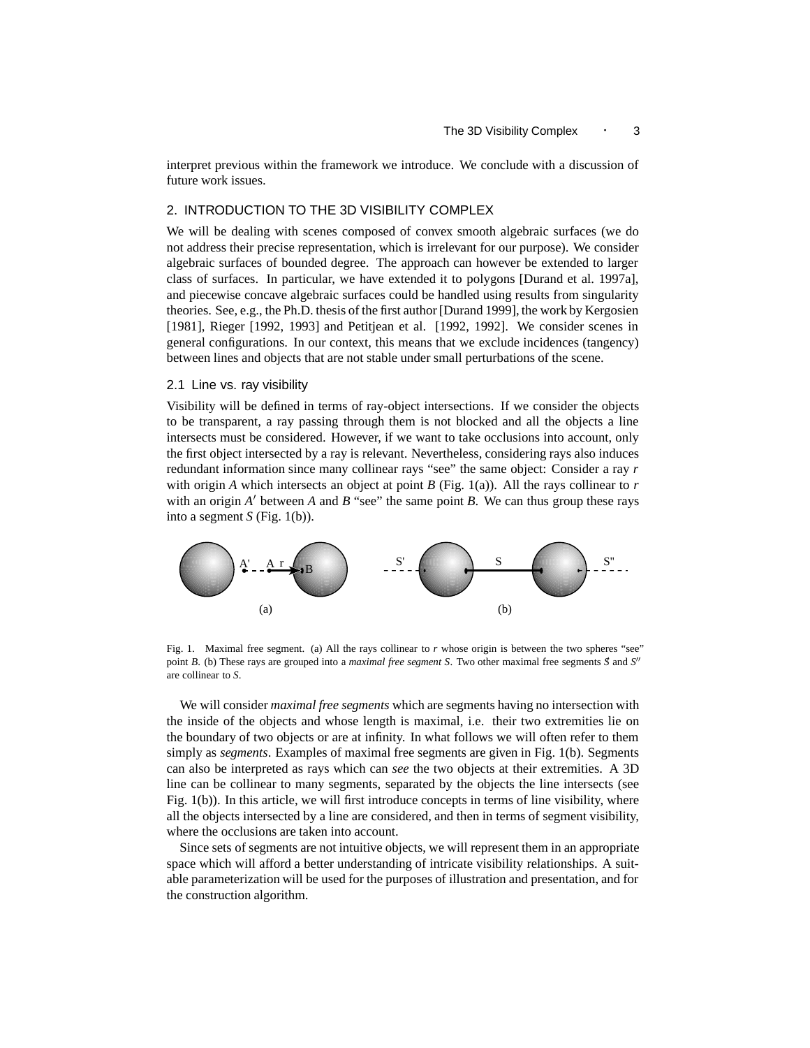interpret previous within the framework we introduce. We conclude with a discussion of future work issues.

## 2. INTRODUCTION TO THE 3D VISIBILITY COMPLEX

We will be dealing with scenes composed of convex smooth algebraic surfaces (we do not address their precise representation, which is irrelevant for our purpose). We consider algebraic surfaces of bounded degree. The approach can however be extended to larger class of surfaces. In particular, we have extended it to polygons [Durand et al. 1997a], and piecewise concave algebraic surfaces could be handled using results from singularity theories. See, e.g., the Ph.D. thesis of the first author [Durand 1999], the work by Kergosien [1981], Rieger [1992, 1993] and Petitjean et al. [1992, 1992]. We consider scenes in general configurations. In our context, this means that we exclude incidences (tangency) between lines and objects that are not stable under small perturbations of the scene.

### 2.1 Line vs. ray visibility

Visibility will be defined in terms of ray-object intersections. If we consider the objects to be transparent, a ray passing through them is not blocked and all the objects a line intersects must be considered. However, if we want to take occlusions into account, only the first object intersected by a ray is relevant. Nevertheless, considering rays also induces redundant information since many collinear rays "see" the same object: Consider a ray $r$ with origin $A$ which intersects an object at point $B$ (Fig. 1(a)). All the rays collinear to $r$ with an origin $A'$ between $A$ and $B$ "see" the same point $B$. We can thus group these rays into a segment $S$ (Fig. 1(b)).

Fig. 1. Maximal free segment. (a) All the rays collinear to $r$ whose origin is between the two spheres "see" point $B$. (b) These rays are grouped into a *maximal free segment* $S$. Two other maximal free segments $S'$ and $S''$ are collinear to $S$.

We will consider *maximal free segments* which are segments having no intersection with the inside of the objects and whose length is maximal, i.e. their two extremities lie on the boundary of two objects or are at infinity. In what follows we will often refer to them simply as *segments*. Examples of maximal free segments are given in Fig. 1(b). Segments can also be interpreted as rays which can *see* the two objects at their extremities. A 3D line can be collinear to many segments, separated by the objects the line intersects (see Fig. 1(b)). In this article, we will first introduce concepts in terms of line visibility, where all the objects intersected by a line are considered, and then in terms of segment visibility, where the occlusions are taken into account.

Since sets of segments are not intuitive objects, we will represent them in an appropriate space which will afford a better understanding of intricate visibility relationships. A suitable parameterization will be used for the purposes of illustration and presentation, and for the construction algorithm.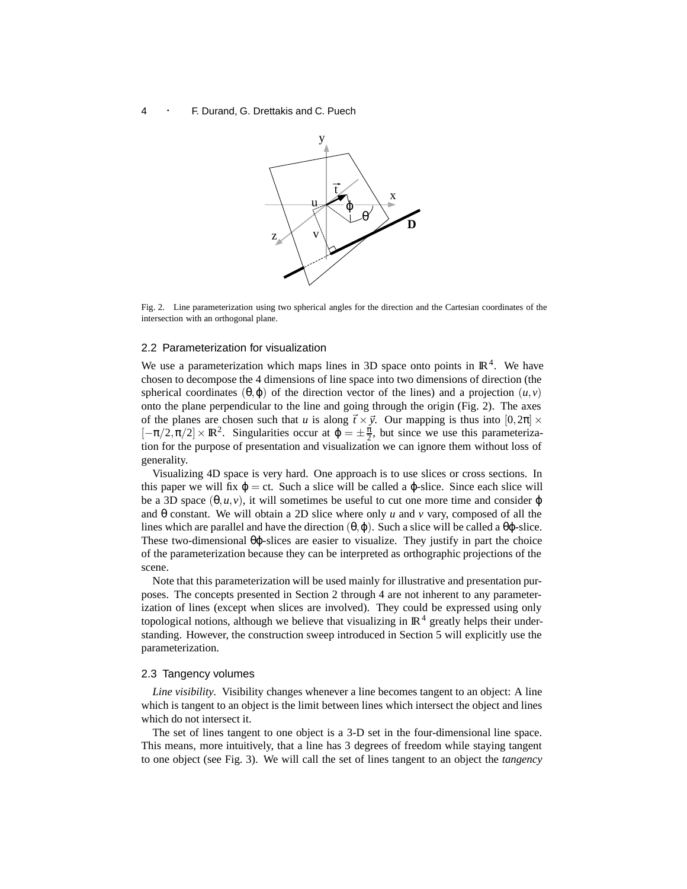Fig. 2. Line parameterization using two spherical angles for the direction and the Cartesian coordinates of the intersection with an orthogonal plane.

## 2.2 Parameterization for visualization

We use a parameterization which maps lines in 3D space onto points in $\mathbb{R}^4$. We have chosen to decompose the 4 dimensions of line space into two dimensions of direction (the spherical coordinates $(\theta, \varphi)$ of the direction vector of the lines) and a projection $(u, v)$ onto the plane perpendicular to the line and going through the origin (Fig. 2). The axes of the planes are chosen such that $u$ is along $\vec{t} \times \vec{y}$. Our mapping is thus into $[0, 2\pi] \times [-\pi/2, \pi/2] \times \mathbb{R}^2$. Singularities occur at $\varphi = \pm\frac{\pi}{2}$, but since we use this parameterization for the purpose of presentation and visualization we can ignore them without loss of generality.

Visualizing 4D space is very hard. One approach is to use slices or cross sections. In this paper we will fix $\varphi = \text{ct}$. Such a slice will be called a $\varphi$-slice. Since each slice will be a 3D space $(\theta, u, v)$, it will sometimes be useful to cut one more time and consider $\varphi$ and $\theta$ constant. We will obtain a 2D slice where only $u$ and $v$ vary, composed of all the lines which are parallel and have the direction $(\theta, \varphi)$. Such a slice will be called a $\theta\varphi$-slice. These two-dimensional $\theta\varphi$-slices are easier to visualize. They justify in part the choice of the parameterization because they can be interpreted as orthographic projections of the scene.

Note that this parameterization will be used mainly for illustrative and presentation purposes. The concepts presented in Section 2 through 4 are not inherent to any parameterization of lines (except when slices are involved). They could be expressed using only topological notions, although we believe that visualizing in $\mathbb{R}^4$ greatly helps their understanding. However, the construction sweep introduced in Section 5 will explicitly use the parameterization.

## 2.3 Tangency volumes

*Line visibility.* Visibility changes whenever a line becomes tangent to an object: A line which is tangent to an object is the limit between lines which intersect the object and lines which do not intersect it.

The set of lines tangent to one object is a 3-D set in the four-dimensional line space. This means, more intuitively, that a line has 3 degrees of freedom while staying tangent to one object (see Fig. 3). We will call the set of lines tangent to an object the *tangency*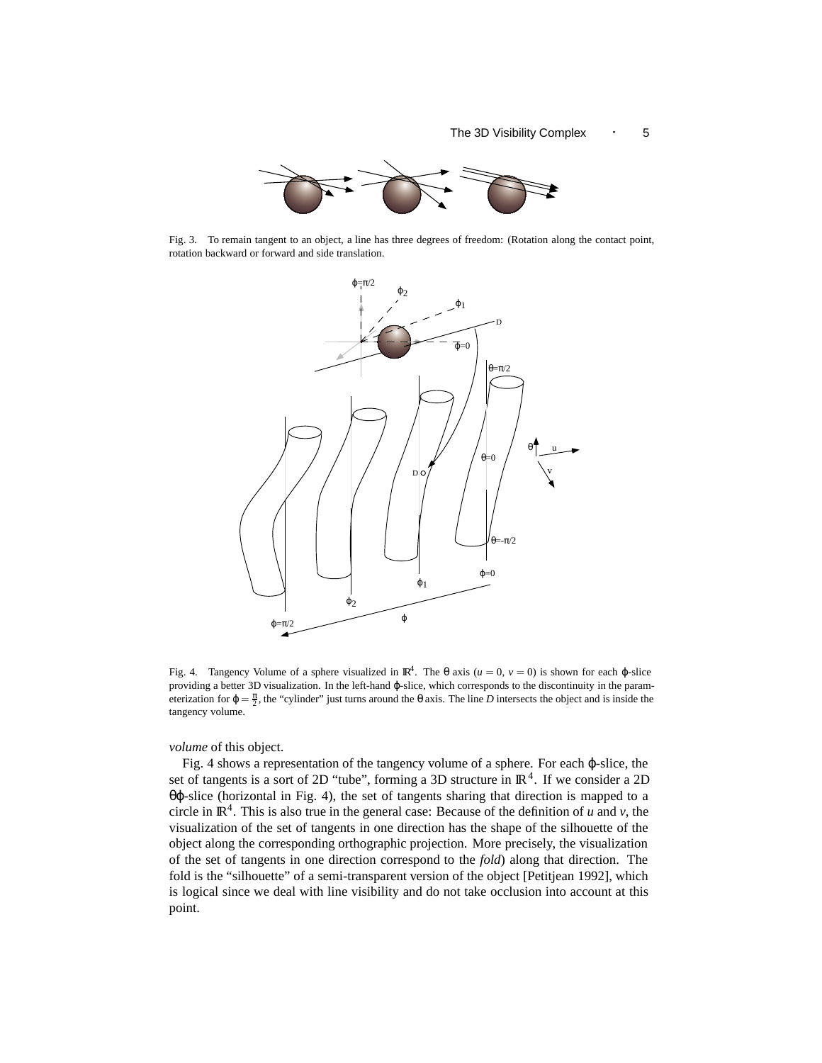Fig. 3. To remain tangent to an object, a line has three degrees of freedom: (Rotation along the contact point, rotation backward or forward and side translation.

Fig. 4. Tangency Volume of a sphere visualized in $\mathbb{R}^4$. The $\theta$ axis ($u = 0$, $v = 0$) is shown for each $\varphi$-slice providing a better 3D visualization. In the left-hand $\varphi$-slice, which corresponds to the discontinuity in the parameterization for $\varphi = \frac{\pi}{2}$, the "cylinder" just turns around the $\theta$ axis. The line $D$ intersects the object and is inside the tangency volume.

*volume* of this object.

Fig. 4 shows a representation of the tangency volume of a sphere. For each $\varphi$-slice, the set of tangents is a sort of 2D "tube", forming a 3D structure in $\mathbb{R}^4$. If we consider a 2D $\theta\varphi$-slice (horizontal in Fig. 4), the set of tangents sharing that direction is mapped to a circle in $\mathbb{R}^4$. This is also true in the general case: Because of the definition of $u$ and $v$, the visualization of the set of tangents in one direction has the shape of the silhouette of the object along the corresponding orthographic projection. More precisely, the visualization of the set of tangents in one direction correspond to the *fold*) along that direction. The fold is the "silhouette" of a semi-transparent version of the object [Petitjean 1992], which is logical since we deal with line visibility and do not take occlusion into account at this point.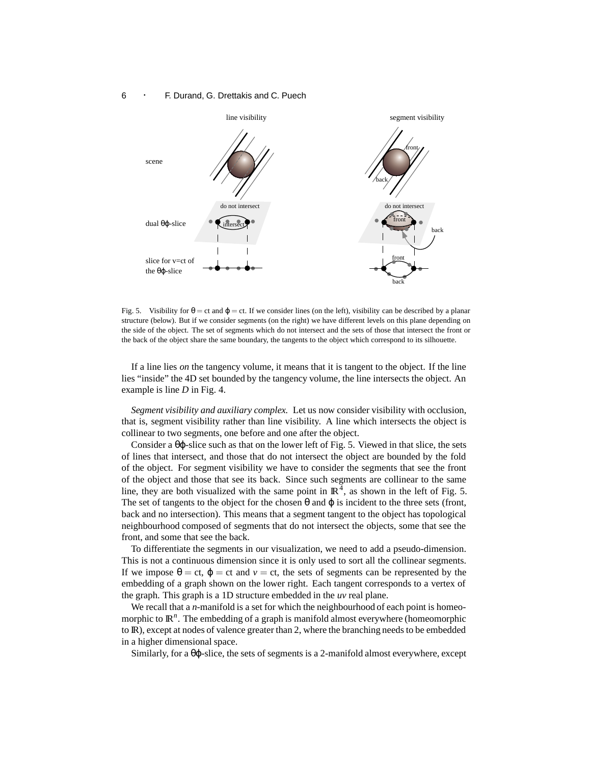Fig. 5. Visibility for $\theta = ct$ and $\varphi = ct$. If we consider lines (on the left), visibility can be described by a planar structure (below). But if we consider segments (on the right) we have different levels on this plane depending on the side of the object. The set of segments which do not intersect and the sets of those that intersect the front or the back of the object share the same boundary, the tangents to the object which correspond to its silhouette.

If a line lies *on* the tangency volume, it means that it is tangent to the object. If the line lies "inside" the 4D set bounded by the tangency volume, the line intersects the object. An example is line $D$ in Fig. 4.

*Segment visibility and auxiliary complex.* Let us now consider visibility with occlusion, that is, segment visibility rather than line visibility. A line which intersects the object is collinear to two segments, one before and one after the object.

Consider a $\theta\varphi$-slice such as that on the lower left of Fig. 5. Viewed in that slice, the sets of lines that intersect, and those that do not intersect the object are bounded by the fold of the object. For segment visibility we have to consider the segments that see the front of the object and those that see its back. Since such segments are collinear to the same line, they are both visualized with the same point in $\mathbb{R}^4$, as shown in the left of Fig. 5. The set of tangents to the object for the chosen $\theta$ and $\varphi$ is incident to the three sets (front, back and no intersection). This means that a segment tangent to the object has topological neighbourhood composed of segments that do not intersect the objects, some that see the front, and some that see the back.

To differentiate the segments in our visualization, we need to add a pseudo-dimension. This is not a continuous dimension since it is only used to sort all the collinear segments. If we impose $\theta = ct$, $\varphi = ct$ and $v = ct$, the sets of segments can be represented by the embedding of a graph shown on the lower right. Each tangent corresponds to a vertex of the graph. This graph is a 1D structure embedded in the $uv$ real plane.

We recall that a $n$-manifold is a set for which the neighbourhood of each point is homeomorphic to $\mathbb{R}^n$. The embedding of a graph is manifold almost everywhere (homeomorphic to $\mathbb{R}$), except at nodes of valence greater than 2, where the branching needs to be embedded in a higher dimensional space.

Similarly, for a $\theta\varphi$-slice, the sets of segments is a 2-manifold almost everywhere, except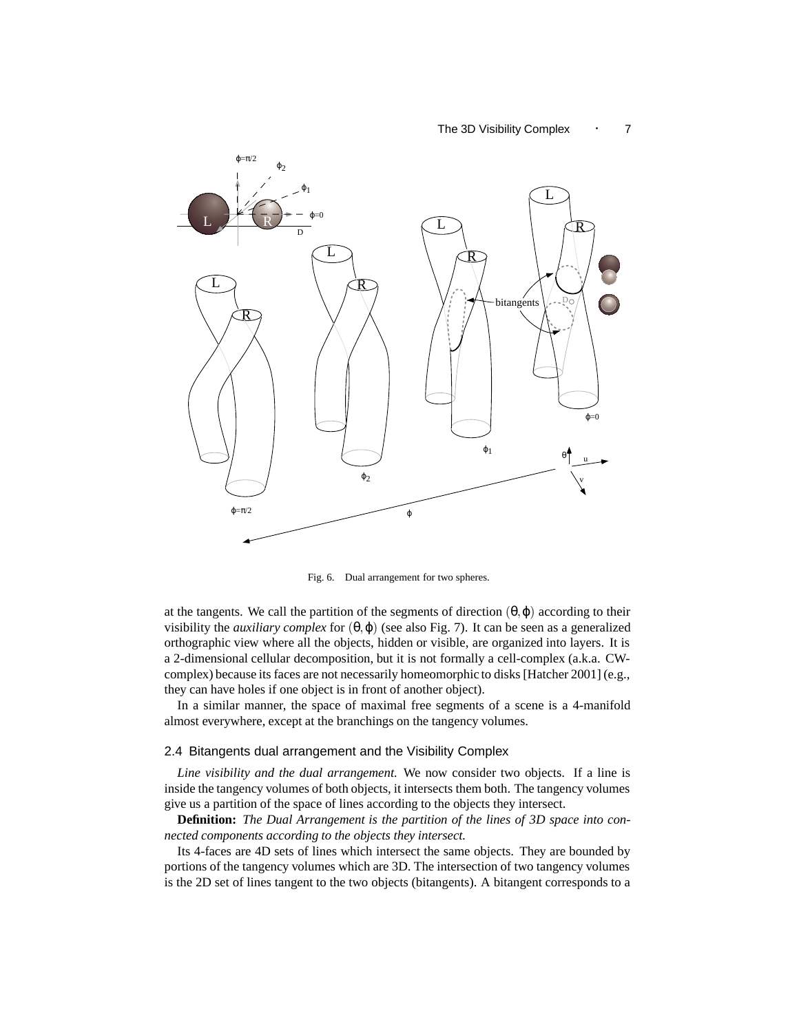Fig. 6. Dual arrangement for two spheres.

at the tangents. We call the partition of the segments of direction $(\theta, \varphi)$ according to their visibility the *auxiliary complex* for $(\theta, \varphi)$ (see also Fig. 7). It can be seen as a generalized orthographic view where all the objects, hidden or visible, are organized into layers. It is a 2-dimensional cellular decomposition, but it is not formally a cell-complex (a.k.a. CW-complex) because its faces are not necessarily homeomorphic to disks [Hatcher 2001] (e.g., they can have holes if one object is in front of another object).

In a similar manner, the space of maximal free segments of a scene is a 4-manifold almost everywhere, except at the branchings on the tangency volumes.

### 2.4 Bitangents dual arrangement and the Visibility Complex

*Line visibility and the dual arrangement.* We now consider two objects. If a line is inside the tangency volumes of both objects, it intersects them both. The tangency volumes give us a partition of the space of lines according to the objects they intersect.

**Definition:** *The Dual Arrangement is the partition of the lines of 3D space into connected components according to the objects they intersect.*

Its 4-faces are 4D sets of lines which intersect the same objects. They are bounded by portions of the tangency volumes which are 3D. The intersection of two tangency volumes is the 2D set of lines tangent to the two objects (bitangents). A bitangent corresponds to a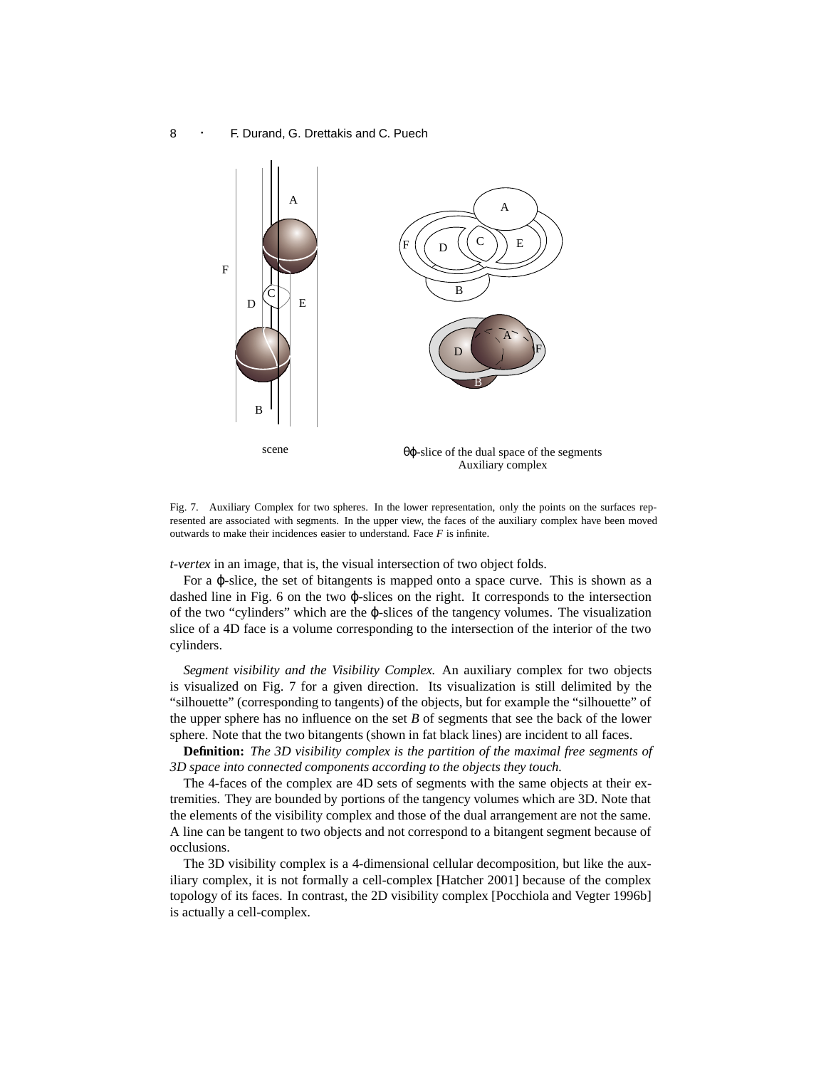Fig. 7. Auxiliary Complex for two spheres. In the lower representation, only the points on the surfaces represented are associated with segments. In the upper view, the faces of the auxiliary complex have been moved outwards to make their incidences easier to understand. Face *F* is infinite.

*t-vertex* in an image, that is, the visual intersection of two object folds.

For a $\varphi$-slice, the set of bitangents is mapped onto a space curve. This is shown as a dashed line in Fig. 6 on the two $\varphi$-slices on the right. It corresponds to the intersection of the two "cylinders" which are the $\varphi$-slices of the tangency volumes. The visualization slice of a 4D face is a volume corresponding to the intersection of the interior of the two cylinders.

*Segment visibility and the Visibility Complex.* An auxiliary complex for two objects is visualized on Fig. 7 for a given direction. Its visualization is still delimited by the "silhouette" (corresponding to tangents) of the objects, but for example the "silhouette" of the upper sphere has no influence on the set *B* of segments that see the back of the lower sphere. Note that the two bitangents (shown in fat black lines) are incident to all faces.

**Definition:** *The 3D visibility complex is the partition of the maximal free segments of 3D space into connected components according to the objects they touch.*

The 4-faces of the complex are 4D sets of segments with the same objects at their extremities. They are bounded by portions of the tangency volumes which are 3D. Note that the elements of the visibility complex and those of the dual arrangement are not the same. A line can be tangent to two objects and not correspond to a bitangent segment because of occlusions.

The 3D visibility complex is a 4-dimensional cellular decomposition, but like the auxiliary complex, it is not formally a cell-complex [Hatcher 2001] because of the complex topology of its faces. In contrast, the 2D visibility complex [Pocchiola and Vegter 1996b] is actually a cell-complex.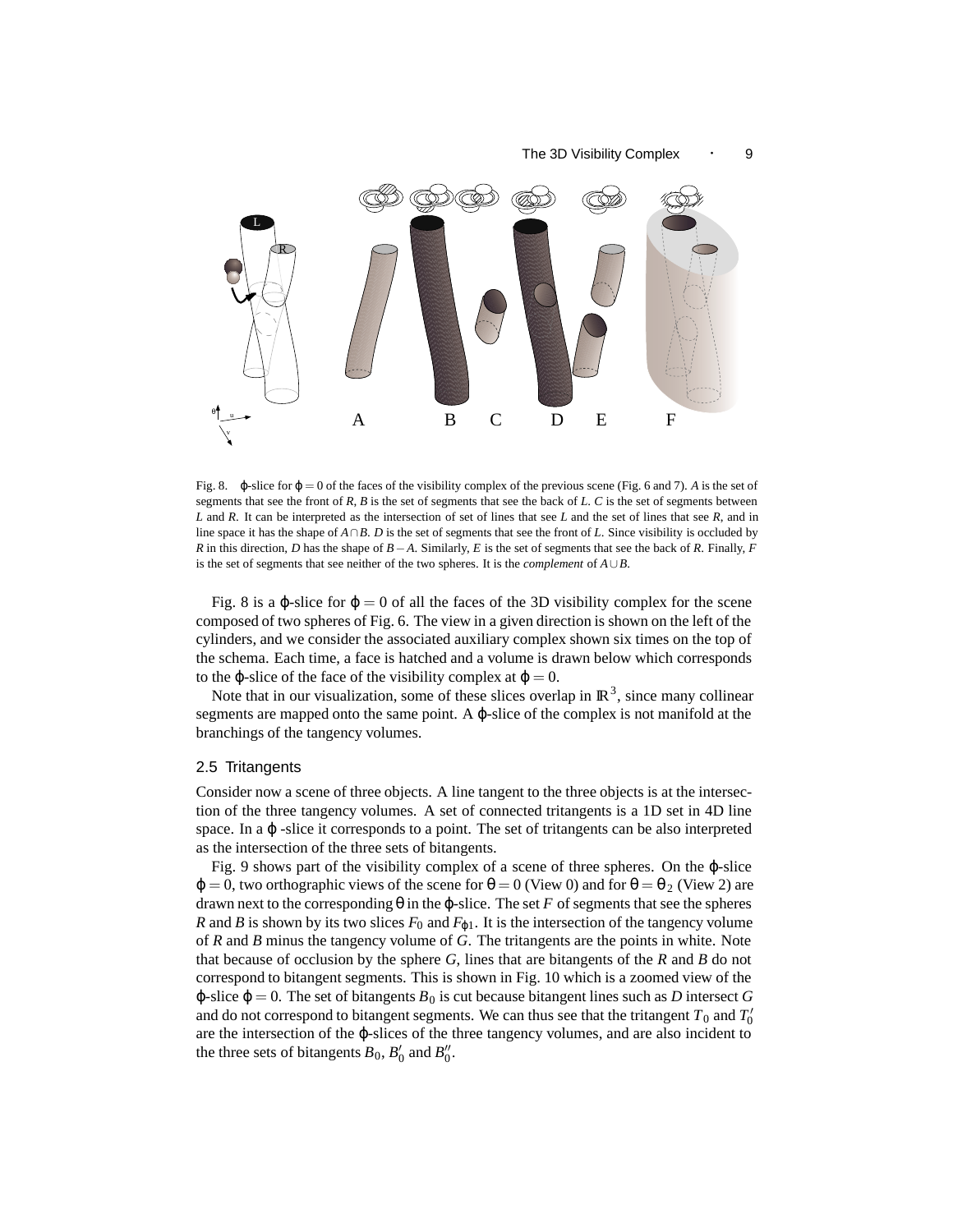Fig. 8. $\varphi$-slice for $\varphi = 0$ of the faces of the visibility complex of the previous scene (Fig. 6 and 7). *A* is the set of segments that see the front of *R*, *B* is the set of segments that see the back of *L*. *C* is the set of segments between *L* and *R*. It can be interpreted as the intersection of set of lines that see *L* and the set of lines that see *R*, and in line space it has the shape of $A \cap B$. *D* is the set of segments that see the front of *L*. Since visibility is occluded by *R* in this direction, *D* has the shape of $B - A$. Similarly, *E* is the set of segments that see the back of *R*. Finally, *F* is the set of segments that see neither of the two spheres. It is the *complement* of $A \cup B$.

Fig. 8 is a $\varphi$-slice for $\varphi = 0$ of all the faces of the 3D visibility complex for the scene composed of two spheres of Fig. 6. The view in a given direction is shown on the left of the cylinders, and we consider the associated auxiliary complex shown six times on the top of the schema. Each time, a face is hatched and a volume is drawn below which corresponds to the $\varphi$-slice of the face of the visibility complex at $\varphi = 0$.

Note that in our visualization, some of these slices overlap in $\mathbb{R}^3$, since many collinear segments are mapped onto the same point. A $\varphi$-slice of the complex is not manifold at the branchings of the tangency volumes.

## 2.5 Tritangents

Consider now a scene of three objects. A line tangent to the three objects is at the intersection of the three tangency volumes. A set of connected tritangents is a 1D set in 4D line space. In a $\varphi$ -slice it corresponds to a point. The set of tritangents can be also interpreted as the intersection of the three sets of bitangents.

Fig. 9 shows part of the visibility complex of a scene of three spheres. On the $\varphi$-slice $\varphi = 0$, two orthographic views of the scene for $\theta = 0$ (View 0) and for $\theta = \theta_2$ (View 2) are drawn next to the corresponding $\theta$ in the $\varphi$-slice. The set *F* of segments that see the spheres *R* and *B* is shown by its two slices $F_0$ and $F_{\varphi 1}$. It is the intersection of the tangency volume of *R* and *B* minus the tangency volume of *G*. The tritangents are the points in white. Note that because of occlusion by the sphere *G*, lines that are bitangents of the *R* and *B* do not correspond to bitangent segments. This is shown in Fig. 10 which is a zoomed view of the $\varphi$-slice $\varphi = 0$. The set of bitangents $B_0$ is cut because bitangent lines such as *D* intersect *G* and do not correspond to bitangent segments. We can thus see that the tritangent $T_0$ and $T_0'$ are the intersection of the $\varphi$-slices of the three tangency volumes, and are also incident to the three sets of bitangents $B_0$, $B_0'$ and $B_0''$.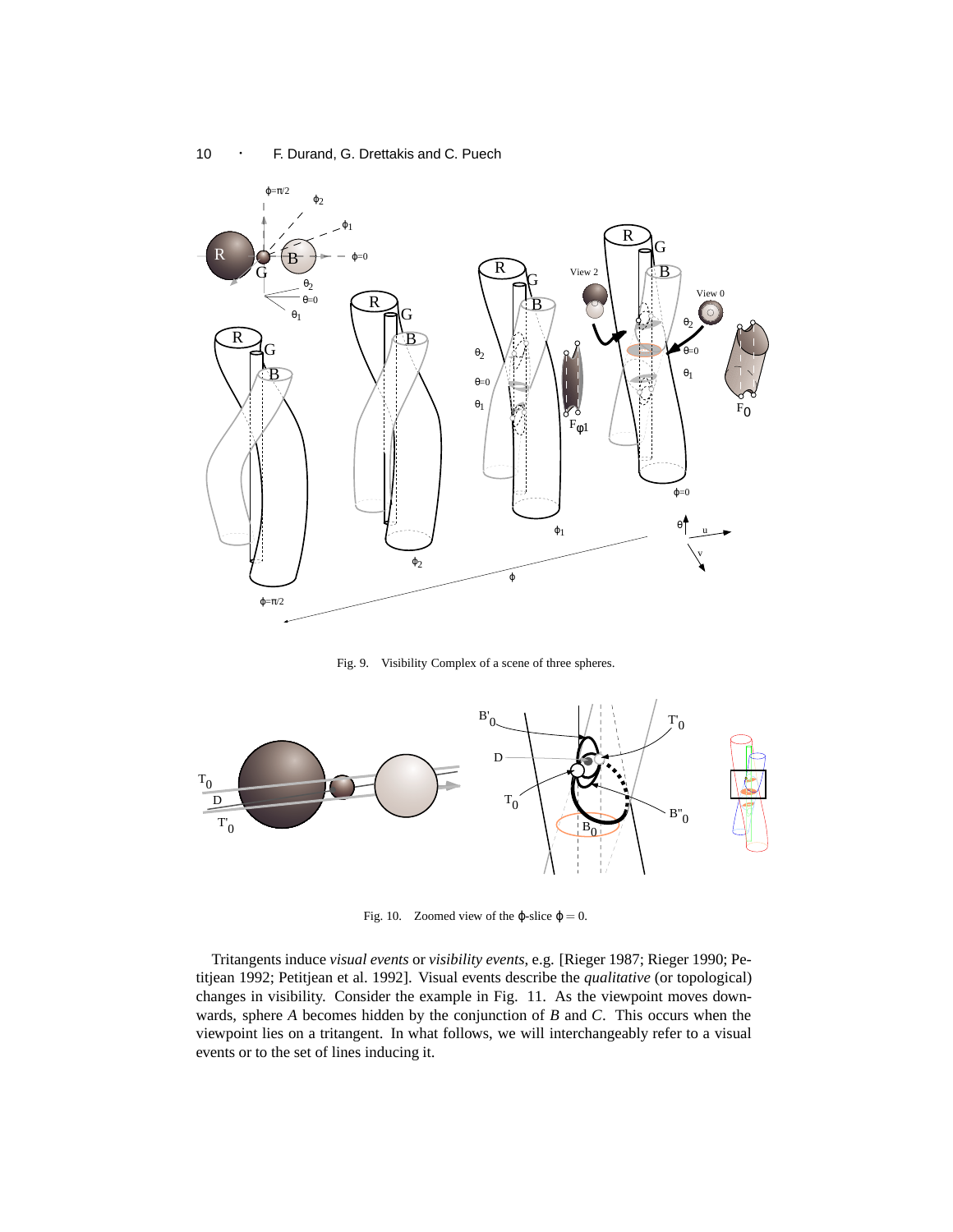Fig. 9. Visibility Complex of a scene of three spheres.

Fig. 10. Zoomed view of the $\varphi$-slice $\varphi = 0$.

Tritangents induce *visual events* or *visibility events*, e.g. [Rieger 1987; Rieger 1990; Petitjean 1992; Petitjean et al. 1992]. Visual events describe the *qualitative* (or topological) changes in visibility. Consider the example in Fig. 11. As the viewpoint moves downwards, sphere *A* becomes hidden by the conjunction of *B* and *C*. This occurs when the viewpoint lies on a tritangent. In what follows, we will interchangeably refer to a visual events or to the set of lines inducing it.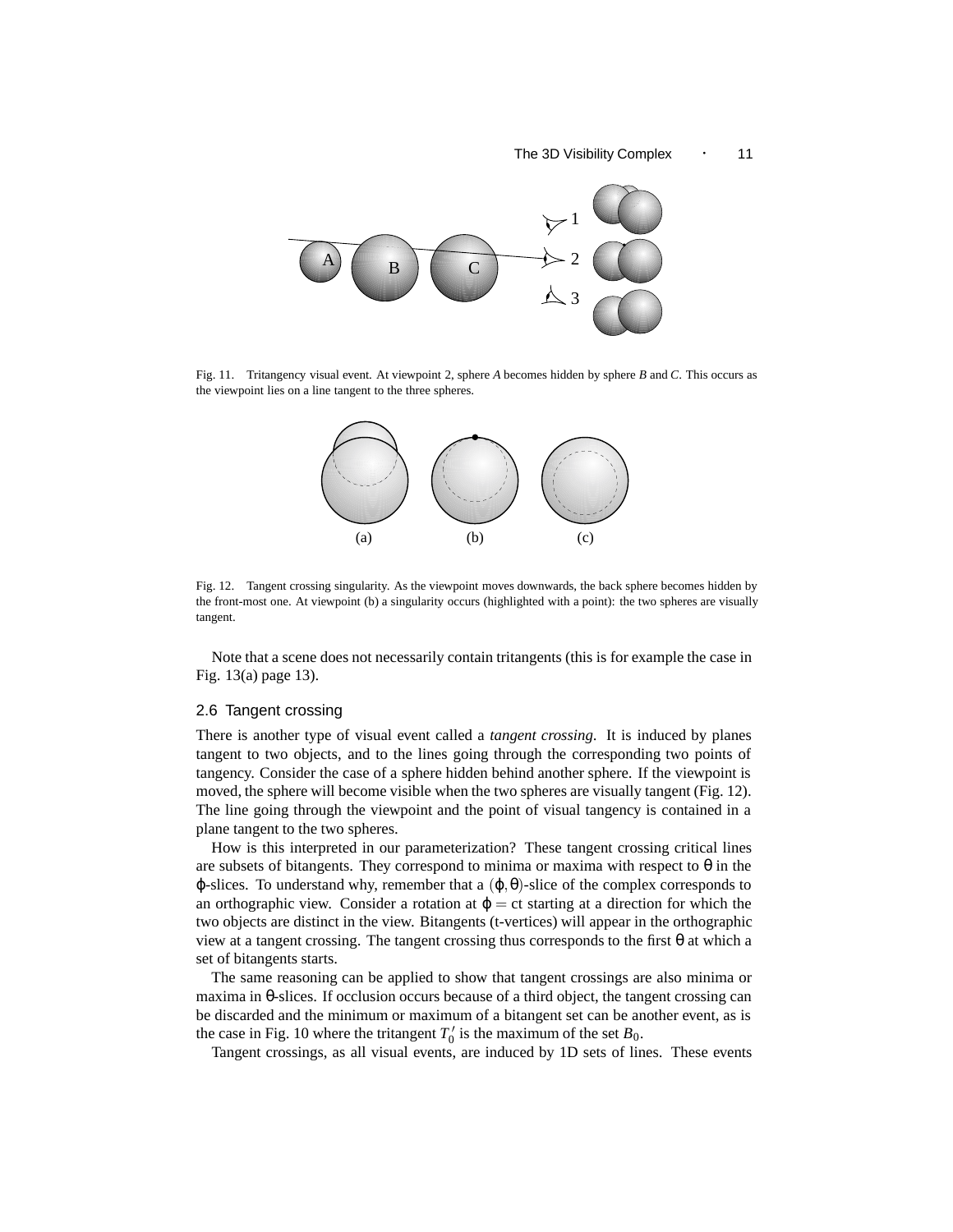Fig. 11. Tritangency visual event. At viewpoint 2, sphere *A* becomes hidden by sphere *B* and *C*. This occurs as the viewpoint lies on a line tangent to the three spheres.

Fig. 12. Tangent crossing singularity. As the viewpoint moves downwards, the back sphere becomes hidden by the front-most one. At viewpoint (b) a singularity occurs (highlighted with a point): the two spheres are visually tangent.

Note that a scene does not necessarily contain tritangents (this is for example the case in Fig. 13(a) page 13).

## 2.6 Tangent crossing

There is another type of visual event called a *tangent crossing*. It is induced by planes tangent to two objects, and to the lines going through the corresponding two points of tangency. Consider the case of a sphere hidden behind another sphere. If the viewpoint is moved, the sphere will become visible when the two spheres are visually tangent (Fig. 12). The line going through the viewpoint and the point of visual tangency is contained in a plane tangent to the two spheres.

How is this interpreted in our parameterization? These tangent crossing critical lines are subsets of bitangents. They correspond to minima or maxima with respect to $\theta$ in the $\varphi$-slices. To understand why, remember that a $(\varphi,\theta)$-slice of the complex corresponds to an orthographic view. Consider a rotation at $\varphi = ct$ starting at a direction for which the two objects are distinct in the view. Bitangents (t-vertices) will appear in the orthographic view at a tangent crossing. The tangent crossing thus corresponds to the first $\theta$ at which a set of bitangents starts.

The same reasoning can be applied to show that tangent crossings are also minima or maxima in $\theta$-slices. If occlusion occurs because of a third object, the tangent crossing can be discarded and the minimum or maximum of a bitangent set can be another event, as is the case in Fig. 10 where the tritangent $T_0'$ is the maximum of the set $B_0$.

Tangent crossings, as all visual events, are induced by 1D sets of lines. These events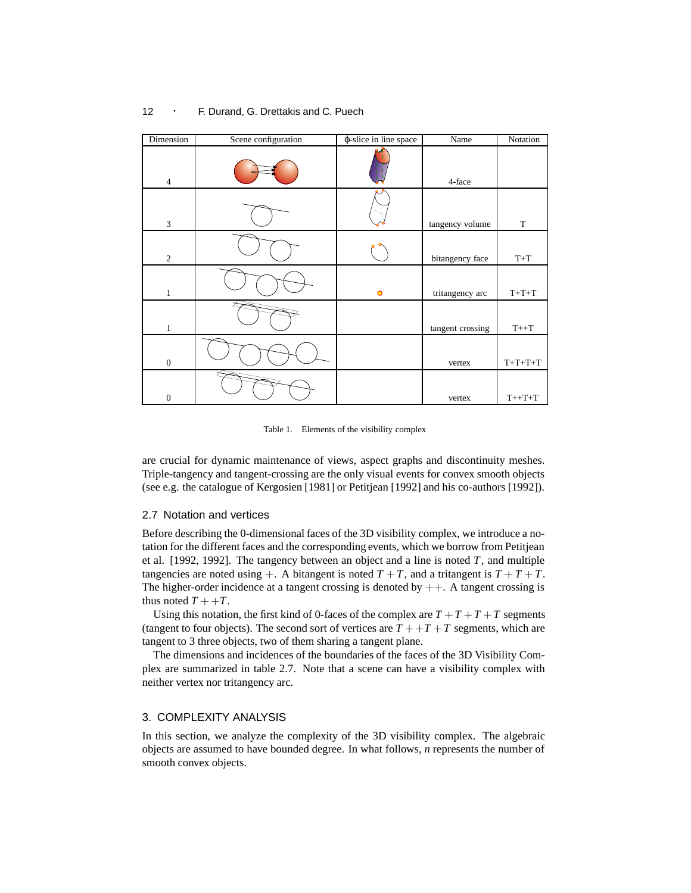| Dimension | Scene configuration | φ-slice in line space | Name | Notation |
|---|---|---|---|---|
| 4 | | | 4-face | |
| 3 | | | tangency volume | T |
| 2 | | | bitangency face | T+T |
| 1 | | | tritangency arc | T+T+T |
| 1 | | | tangent crossing | T++T |
| 0 | | | vertex | T+T+T+T |
| 0 | | | vertex | T++T+T |

Table 1. Elements of the visibility complex

are crucial for dynamic maintenance of views, aspect graphs and discontinuity meshes. Triple-tangency and tangent-crossing are the only visual events for convex smooth objects (see e.g. the catalogue of Kergosien [1981] or Petitjean [1992] and his co-authors [1992]).

## 2.7 Notation and vertices

Before describing the 0-dimensional faces of the 3D visibility complex, we introduce a notation for the different faces and the corresponding events, which we borrow from Petitjean et al. [1992, 1992]. The tangency between an object and a line is noted $T$, and multiple tangencies are noted using $+$. A bitangent is noted $T+T$, and a tritangent is $T+T+T$. The higher-order incidence at a tangent crossing is denoted by $++$. A tangent crossing is thus noted $T++T$.

Using this notation, the first kind of 0-faces of the complex are $T+T+T+T$ segments (tangent to four objects). The second sort of vertices are $T++T+T$ segments, which are tangent to 3 three objects, two of them sharing a tangent plane.

The dimensions and incidences of the boundaries of the faces of the 3D Visibility Complex are summarized in table 2.7. Note that a scene can have a visibility complex with neither vertex nor tritangency arc.

## 3. COMPLEXITY ANALYSIS

In this section, we analyze the complexity of the 3D visibility complex. The algebraic objects are assumed to have bounded degree. In what follows, $n$ represents the number of smooth convex objects.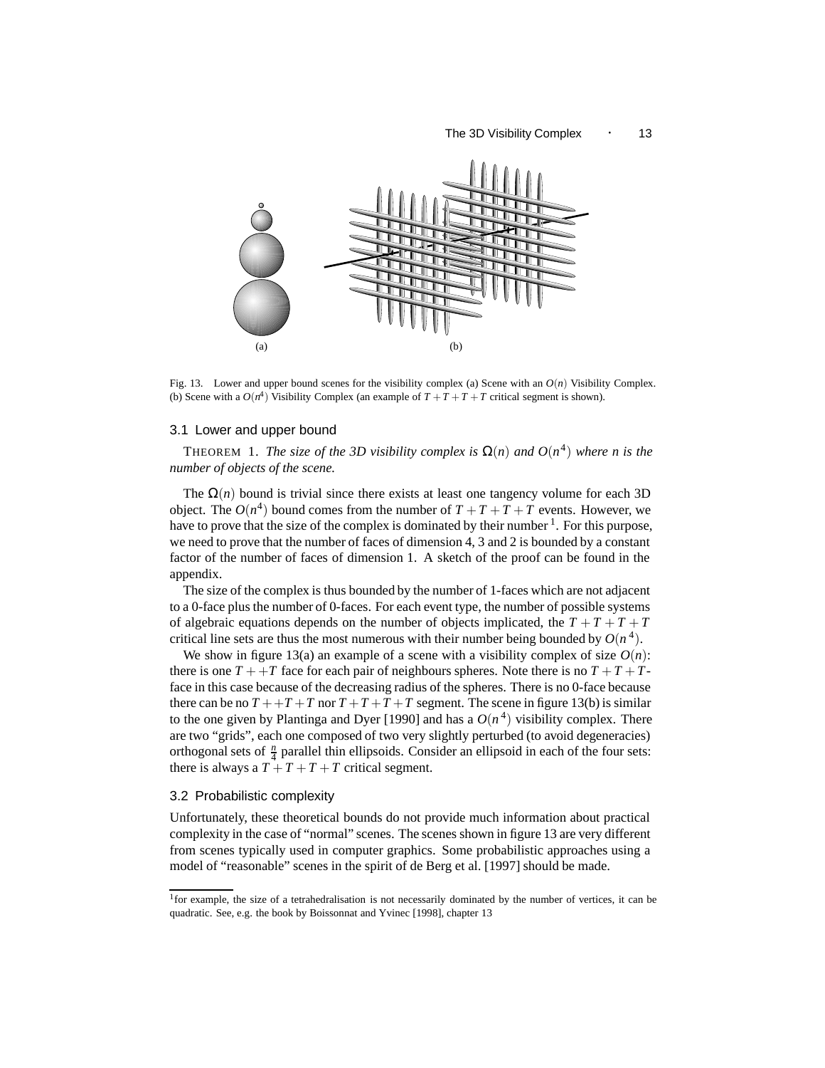(a)

(b)

Fig. 13. Lower and upper bound scenes for the visibility complex (a) Scene with an $O(n)$ Visibility Complex. (b) Scene with a $O(n^4)$ Visibility Complex (an example of $T+T+T+T$ critical segment is shown).

## 3.1 Lower and upper bound

THEOREM 1. *The size of the 3D visibility complex is $\Omega(n)$ and $O(n^4)$ where n is the number of objects of the scene.*

The $\Omega(n)$ bound is trivial since there exists at least one tangency volume for each 3D object. The $O(n^4)$ bound comes from the number of $T+T+T+T$ events. However, we have to prove that the size of the complex is dominated by their number [1]. For this purpose, we need to prove that the number of faces of dimension 4, 3 and 2 is bounded by a constant factor of the number of faces of dimension 1. A sketch of the proof can be found in the appendix.

The size of the complex is thus bounded by the number of 1-faces which are not adjacent to a 0-face plus the number of 0-faces. For each event type, the number of possible systems of algebraic equations depends on the number of objects implicated, the $T+T+T+T$ critical line sets are thus the most numerous with their number being bounded by $O(n^4)$.

We show in figure 13(a) an example of a scene with a visibility complex of size $O(n)$: there is one $T++T$ face for each pair of neighbours spheres. Note there is no $T+T+T$-face in this case because of the decreasing radius of the spheres. There is no 0-face because there can be no $T++T+T$ nor $T+T+T+T$ segment. The scene in figure 13(b) is similar to the one given by Plantinga and Dyer [1990] and has a $O(n^4)$ visibility complex. There are two "grids", each one composed of two very slightly perturbed (to avoid degeneracies) orthogonal sets of $\frac{n}{4}$ parallel thin ellipsoids. Consider an ellipsoid in each of the four sets: there is always a $T+T+T+T$ critical segment.

## 3.2 Probabilistic complexity

Unfortunately, these theoretical bounds do not provide much information about practical complexity in the case of "normal" scenes. The scenes shown in figure 13 are very different from scenes typically used in computer graphics. Some probabilistic approaches using a model of "reasonable" scenes in the spirit of de Berg et al. [1997] should be made.

[1] for example, the size of a tetrahedralisation is not necessarily dominated by the number of vertices, it can be quadratic. See, e.g. the book by Boissonnat and Yvinec [1998], chapter 13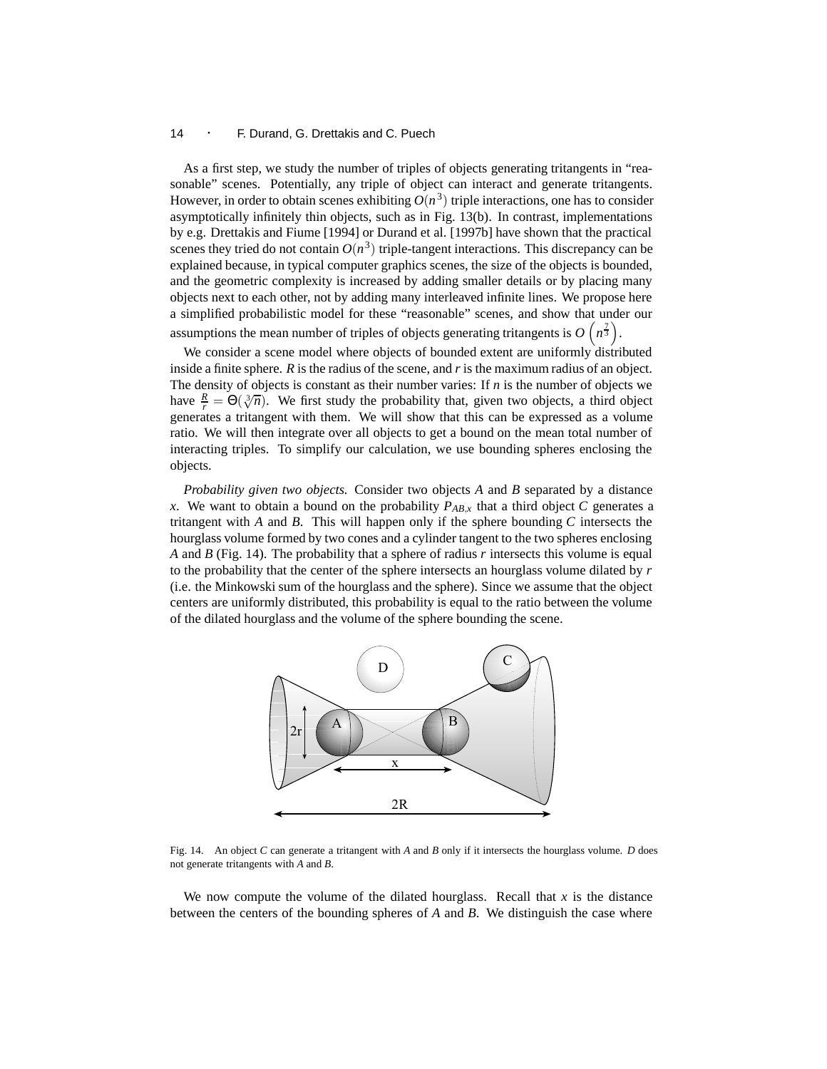As a first step, we study the number of triples of objects generating tritangents in "reasonable" scenes. Potentially, any triple of object can interact and generate tritangents. However, in order to obtain scenes exhibiting $O(n^3)$ triple interactions, one has to consider asymptotically infinitely thin objects, such as in Fig. 13(b). In contrast, implementations by e.g. Drettakis and Fiume [1994] or Durand et al. [1997b] have shown that the practical scenes they tried do not contain $O(n^3)$ triple-tangent interactions. This discrepancy can be explained because, in typical computer graphics scenes, the size of the objects is bounded, and the geometric complexity is increased by adding smaller details or by placing many objects next to each other, not by adding many interleaved infinite lines. We propose here a simplified probabilistic model for these "reasonable" scenes, and show that under our assumptions the mean number of triples of objects generating tritangents is $O\left(n^{\frac{7}{3}}\right)$.

We consider a scene model where objects of bounded extent are uniformly distributed inside a finite sphere. $R$ is the radius of the scene, and $r$ is the maximum radius of an object. The density of objects is constant as their number varies: If $n$ is the number of objects we have $\frac{R}{r} = \Theta(\sqrt[3]{n})$. We first study the probability that, given two objects, a third object generates a tritangent with them. We will show that this can be expressed as a volume ratio. We will then integrate over all objects to get a bound on the mean total number of interacting triples. To simplify our calculation, we use bounding spheres enclosing the objects.

*Probability given two objects.* Consider two objects $A$ and $B$ separated by a distance $x$. We want to obtain a bound on the probability $P_{AB,x}$ that a third object $C$ generates a tritangent with $A$ and $B$. This will happen only if the sphere bounding $C$ intersects the hourglass volume formed by two cones and a cylinder tangent to the two spheres enclosing $A$ and $B$ (Fig. 14). The probability that a sphere of radius $r$ intersects this volume is equal to the probability that the center of the sphere intersects an hourglass volume dilated by $r$ (i.e. the Minkowski sum of the hourglass and the sphere). Since we assume that the object centers are uniformly distributed, this probability is equal to the ratio between the volume of the dilated hourglass and the volume of the sphere bounding the scene.

Fig. 14. An object $C$ can generate a tritangent with $A$ and $B$ only if it intersects the hourglass volume. $D$ does not generate tritangents with $A$ and $B$.

We now compute the volume of the dilated hourglass. Recall that $x$ is the distance between the centers of the bounding spheres of $A$ and $B$. We distinguish the case where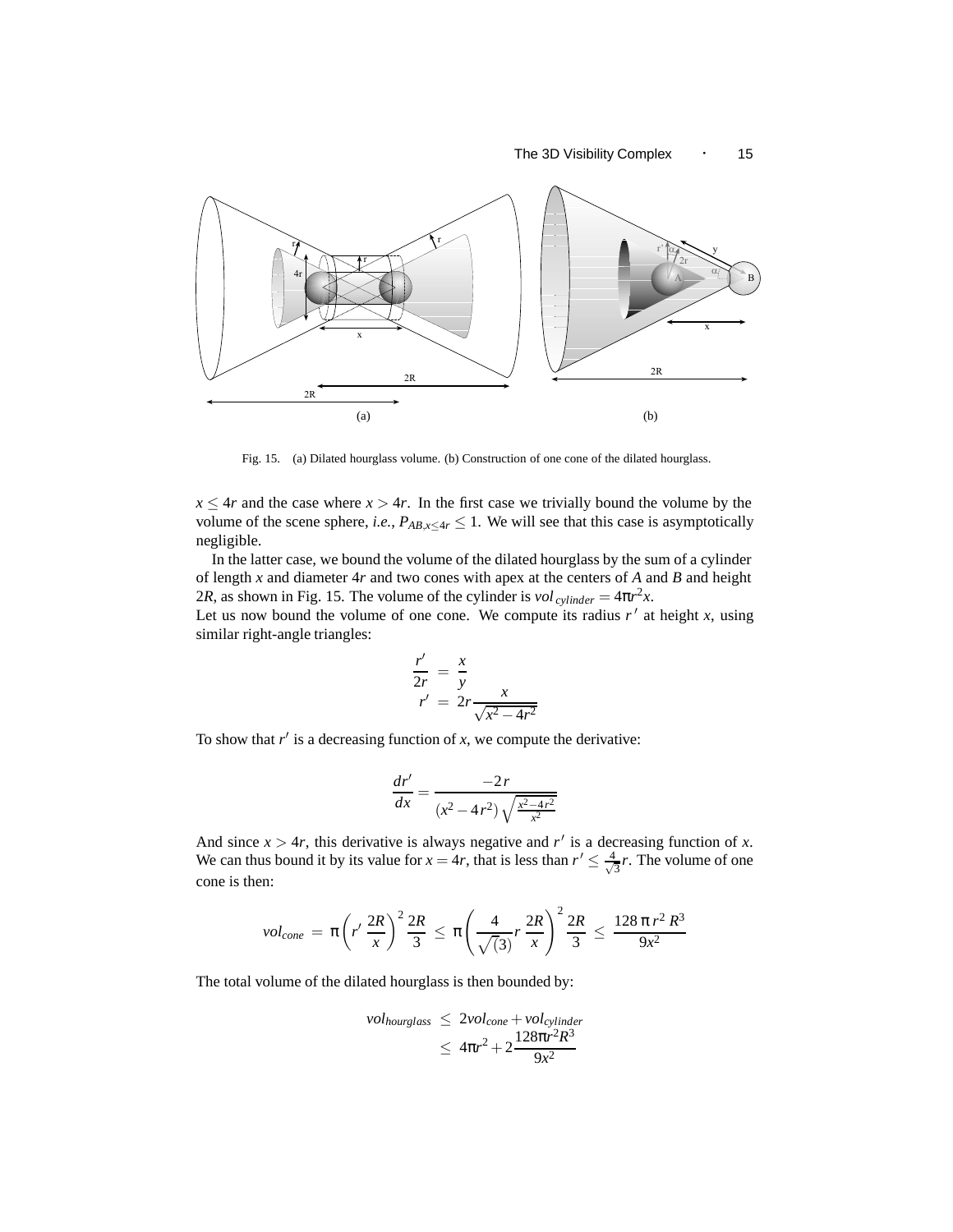Fig. 15. (a) Dilated hourglass volume. (b) Construction of one cone of the dilated hourglass.

$x \leq 4r$ and the case where $x > 4r$. In the first case we trivially bound the volume by the volume of the scene sphere, *i.e.*, $P_{AB,x\leq 4r} \leq 1$. We will see that this case is asymptotically negligible.

In the latter case, we bound the volume of the dilated hourglass by the sum of a cylinder of length $x$ and diameter $4r$ and two cones with apex at the centers of $A$ and $B$ and height $2R$, as shown in Fig. 15. The volume of the cylinder is $vol_{cylinder} = 4\pi r^2 x$.
Let us now bound the volume of one cone. We compute its radius $r'$ at height $x$, using similar right-angle triangles:

$$\begin{aligned} \frac{r'}{2r} &= \frac{x}{y} \\ r' &= 2r\frac{x}{\sqrt{x^2-4r^2}} \end{aligned}$$

To show that $r'$ is a decreasing function of $x$, we compute the derivative:

$$\frac{dr'}{dx} = \frac{-2\,r}{(x^2-4\,r^2)\sqrt{\frac{x^2-4r^2}{x^2}}}$$

And since $x > 4r$, this derivative is always negative and $r'$ is a decreasing function of $x$. We can thus bound it by its value for $x = 4r$, that is less than $r' \leq \frac{4}{\sqrt{3}}r$. The volume of one cone is then:

$$vol_{cone} = \pi\left(r'\,\frac{2R}{x}\right)^2\frac{2R}{3} \leq \pi\left(\frac{4}{\sqrt{(3)}}r\,\frac{2R}{x}\right)^2\frac{2R}{3} \leq \frac{128\,\pi\,r^2\,R^3}{9x^2}$$

The total volume of the dilated hourglass is then bounded by:

$$\begin{aligned} vol_{hourglass} &\leq 2vol_{cone} + vol_{cylinder} \\ &\leq 4\pi r^2 + 2\frac{128\pi r^2 R^3}{9x^2} \end{aligned}$$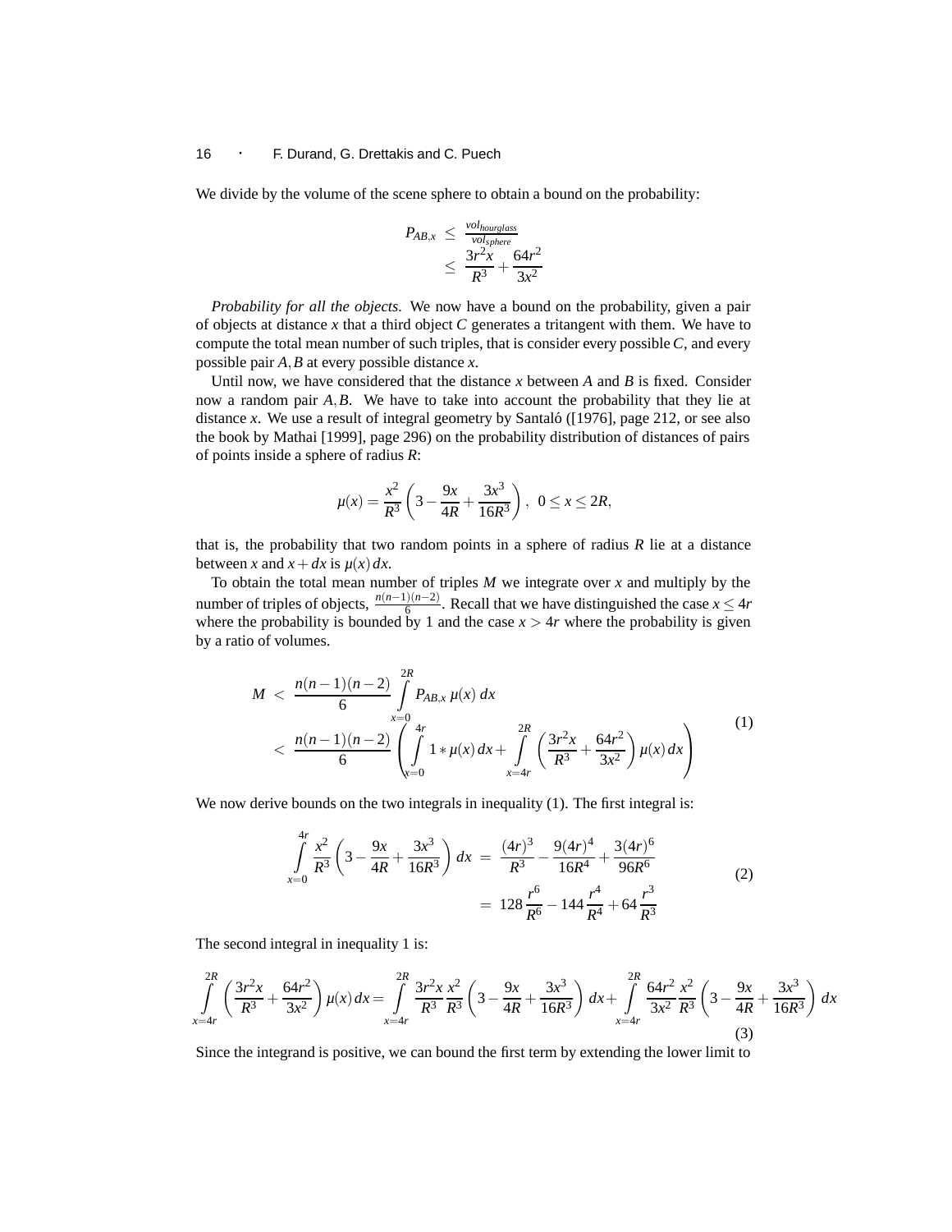We divide by the volume of the scene sphere to obtain a bound on the probability:

$$
\begin{aligned}
P_{AB,x} &\leq \frac{vol_{hourglass}}{vol_{sphere}} \\
&\leq \frac{3r^2x}{R^3} + \frac{64r^2}{3x^2}
\end{aligned}
$$

*Probability for all the objects.* We now have a bound on the probability, given a pair of objects at distance $x$ that a third object $C$ generates a tritangent with them. We have to compute the total mean number of such triples, that is consider every possible $C$, and every possible pair $A, B$ at every possible distance $x$.

Until now, we have considered that the distance $x$ between $A$ and $B$ is fixed. Consider now a random pair $A, B$. We have to take into account the probability that they lie at distance $x$. We use a result of integral geometry by Santaló ([1976], page 212, or see also the book by Mathai [1999], page 296) on the probability distribution of distances of pairs of points inside a sphere of radius $R$:

$$
\mu(x) = \frac{x^2}{R^3}\left(3 - \frac{9x}{4R} + \frac{3x^3}{16R^3}\right), \quad 0 \leq x \leq 2R,
$$

that is, the probability that two random points in a sphere of radius $R$ lie at a distance between $x$ and $x + dx$ is $\mu(x)\, dx$.

To obtain the total mean number of triples $M$ we integrate over $x$ and multiply by the number of triples of objects, $\frac{n(n-1)(n-2)}{6}$. Recall that we have distinguished the case $x \leq 4r$ where the probability is bounded by 1 and the case $x > 4r$ where the probability is given by a ratio of volumes.

$$
\begin{aligned}
M &< \frac{n(n-1)(n-2)}{6} \int_{x=0}^{2R} P_{AB,x}\, \mu(x)\, dx \\
&< \frac{n(n-1)(n-2)}{6} \left( \int_{x=0}^{4r} 1 * \mu(x)\, dx + \int_{x=4r}^{2R} \left(\frac{3r^2x}{R^3} + \frac{64r^2}{3x^2}\right) \mu(x)\, dx \right)
\end{aligned}
\tag{1}
$$

We now derive bounds on the two integrals in inequality (1). The first integral is:

$$
\begin{aligned}
\int_{x=0}^{4r} \frac{x^2}{R^3}\left(3 - \frac{9x}{4R} + \frac{3x^3}{16R^3}\right) dx &= \frac{(4r)^3}{R^3} - \frac{9(4r)^4}{16R^4} + \frac{3(4r)^6}{96R^6} \\
&= 128\frac{r^6}{R^6} - 144\frac{r^4}{R^4} + 64\frac{r^3}{R^3}
\end{aligned}
\tag{2}
$$

The second integral in inequality 1 is:

$$
\int_{x=4r}^{2R} \left(\frac{3r^2x}{R^3} + \frac{64r^2}{3x^2}\right) \mu(x)\, dx = \int_{x=4r}^{2R} \frac{3r^2x}{R^3} \frac{x^2}{R^3}\left(3 - \frac{9x}{4R} + \frac{3x^3}{16R^3}\right) dx + \int_{x=4r}^{2R} \frac{64r^2}{3x^2} \frac{x^2}{R^3}\left(3 - \frac{9x}{4R} + \frac{3x^3}{16R^3}\right) dx
\tag{3}
$$

Since the integrand is positive, we can bound the first term by extending the lower limit to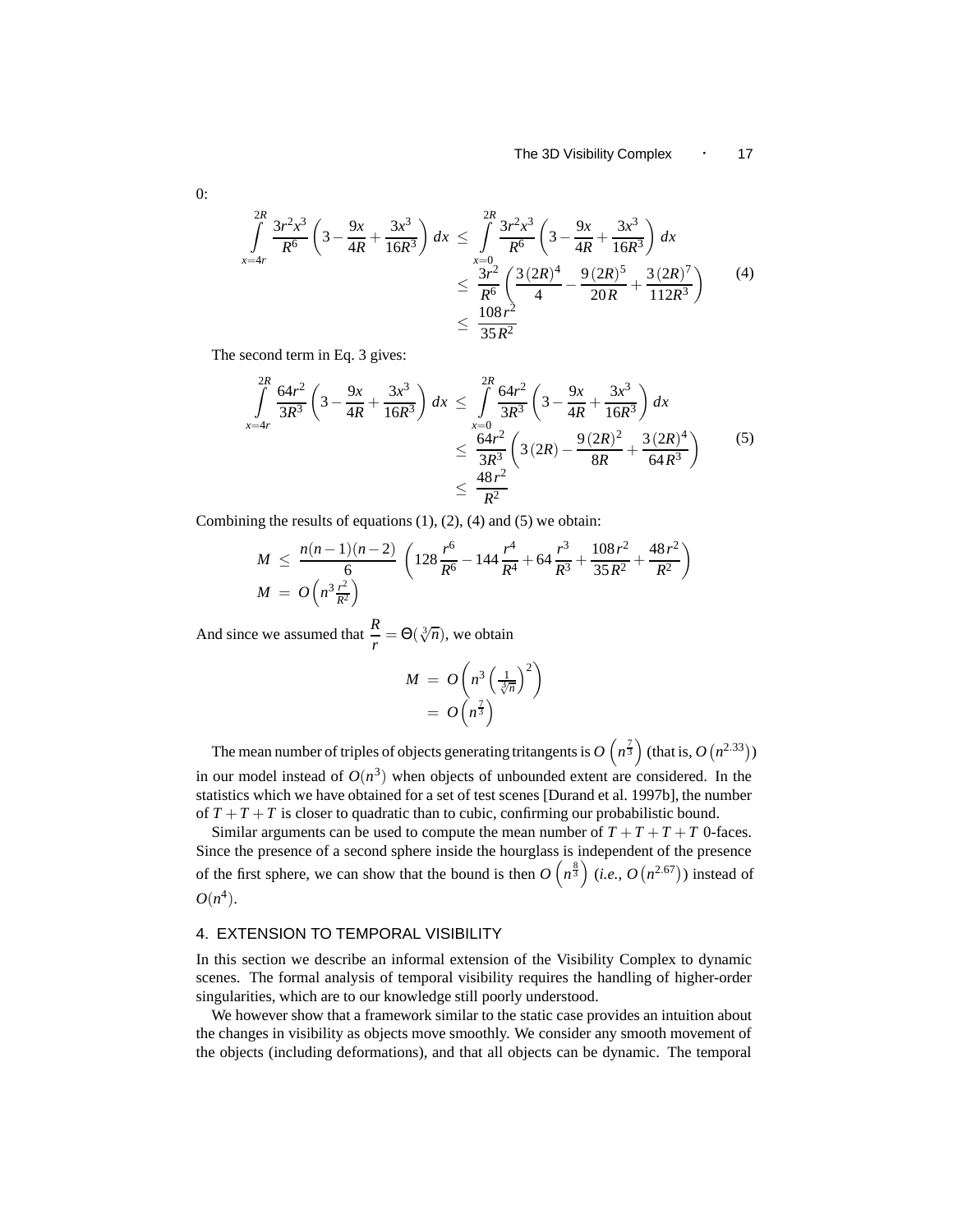0:

$$
\begin{aligned}
\int_{x=4r}^{2R} \frac{3r^2x^3}{R^6}\left(3-\frac{9x}{4R}+\frac{3x^3}{16R^3}\right)dx \;&\le\; \int_{x=0}^{2R} \frac{3r^2x^3}{R^6}\left(3-\frac{9x}{4R}+\frac{3x^3}{16R^3}\right)dx \\
&\le\; \frac{3r^2}{R^6}\left(\frac{3\,(2R)^4}{4}-\frac{9\,(2R)^5}{20\,R}+\frac{3\,(2R)^7}{112R^3}\right) \\
&\le\; \frac{108\,r^2}{35\,R^2}
\end{aligned} \tag{4}
$$

The second term in Eq. 3 gives:

$$
\begin{aligned}
\int_{x=4r}^{2R} \frac{64r^2}{3R^3}\left(3-\frac{9x}{4R}+\frac{3x^3}{16R^3}\right)dx \;&\le\; \int_{x=0}^{2R} \frac{64r^2}{3R^3}\left(3-\frac{9x}{4R}+\frac{3x^3}{16R^3}\right)dx \\
&\le\; \frac{64r^2}{3R^3}\left(3\,(2R)-\frac{9\,(2R)^2}{8R}+\frac{3\,(2R)^4}{64\,R^3}\right) \\
&\le\; \frac{48\,r^2}{R^2}
\end{aligned} \tag{5}
$$

Combining the results of equations (1), (2), (4) and (5) we obtain:

$$
\begin{aligned}
M \;&\le\; \frac{n(n-1)(n-2)}{6}\;\left(128\,\frac{r^6}{R^6}-144\,\frac{r^4}{R^4}+64\,\frac{r^3}{R^3}+\frac{108\,r^2}{35\,R^2}+\frac{48\,r^2}{R^2}\right) \\
M \;&=\; O\left(n^3\frac{r^2}{R^2}\right)
\end{aligned}
$$

And since we assumed that $\dfrac{R}{r}=\Theta(\sqrt[3]{n})$, we obtain

$$
\begin{aligned}
M \;&=\; O\left(n^3\left(\tfrac{1}{\sqrt[3]{n}}\right)^2\right) \\
&=\; O\left(n^{\frac{7}{3}}\right)
\end{aligned}
$$

The mean number of triples of objects generating tritangents is $O\left(n^{\frac{7}{3}}\right)$ (that is, $O\left(n^{2.33}\right)$) in our model instead of $O(n^3)$ when objects of unbounded extent are considered. In the statistics which we have obtained for a set of test scenes [Durand et al. 1997b], the number of $T+T+T$ is closer to quadratic than to cubic, confirming our probabilistic bound.

Similar arguments can be used to compute the mean number of $T+T+T+T$ 0-faces. Since the presence of a second sphere inside the hourglass is independent of the presence of the first sphere, we can show that the bound is then $O\left(n^{\frac{8}{3}}\right)$ (*i.e.*, $O\left(n^{2.67}\right)$) instead of $O(n^4)$.

## 4. EXTENSION TO TEMPORAL VISIBILITY

In this section we describe an informal extension of the Visibility Complex to dynamic scenes. The formal analysis of temporal visibility requires the handling of higher-order singularities, which are to our knowledge still poorly understood.

We however show that a framework similar to the static case provides an intuition about the changes in visibility as objects move smoothly. We consider any smooth movement of the objects (including deformations), and that all objects can be dynamic. The temporal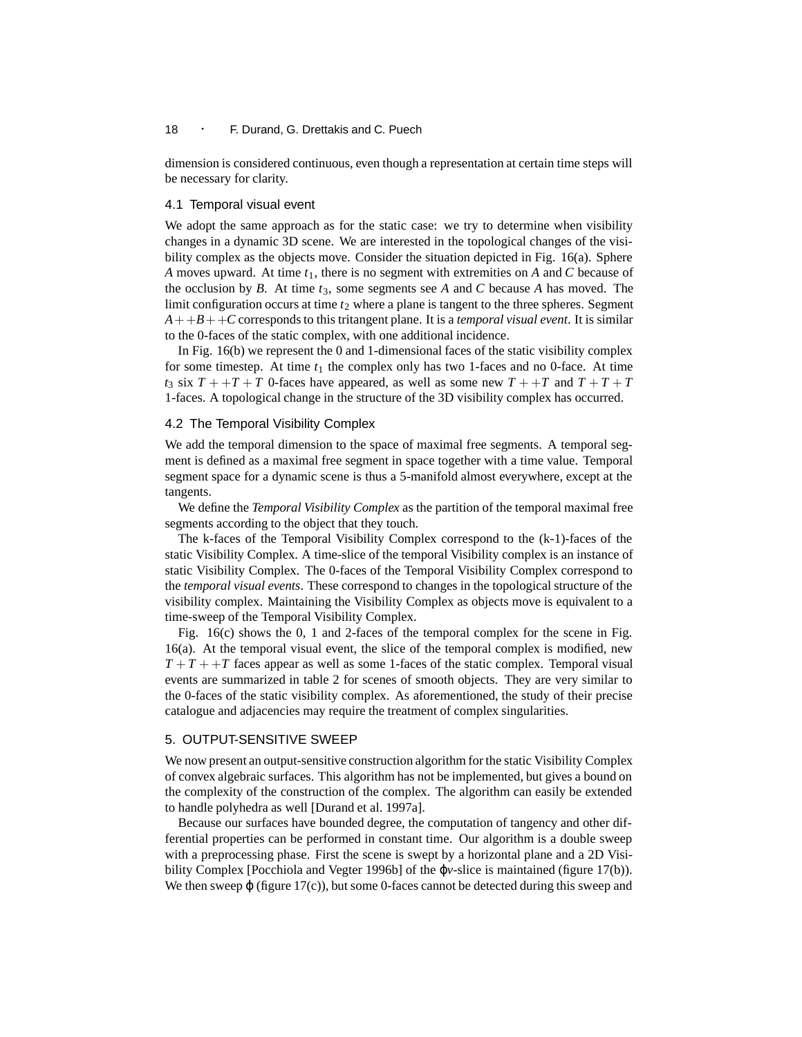dimension is considered continuous, even though a representation at certain time steps will be necessary for clarity.

### 4.1 Temporal visual event

We adopt the same approach as for the static case: we try to determine when visibility changes in a dynamic 3D scene. We are interested in the topological changes of the visibility complex as the objects move. Consider the situation depicted in Fig. 16(a). Sphere $A$ moves upward. At time $t_1$, there is no segment with extremities on $A$ and $C$ because of the occlusion by $B$. At time $t_3$, some segments see $A$ and $C$ because $A$ has moved. The limit configuration occurs at time $t_2$ where a plane is tangent to the three spheres. Segment $A++B++C$ corresponds to this tritangent plane. It is a *temporal visual event*. It is similar to the 0-faces of the static complex, with one additional incidence.

In Fig. 16(b) we represent the 0 and 1-dimensional faces of the static visibility complex for some timestep. At time $t_1$ the complex only has two 1-faces and no 0-face. At time $t_3$ six $T++T+T$ 0-faces have appeared, as well as some new $T++T$ and $T+T+T$ 1-faces. A topological change in the structure of the 3D visibility complex has occurred.

### 4.2 The Temporal Visibility Complex

We add the temporal dimension to the space of maximal free segments. A temporal segment is defined as a maximal free segment in space together with a time value. Temporal segment space for a dynamic scene is thus a 5-manifold almost everywhere, except at the tangents.

We define the *Temporal Visibility Complex* as the partition of the temporal maximal free segments according to the object that they touch.

The k-faces of the Temporal Visibility Complex correspond to the (k-1)-faces of the static Visibility Complex. A time-slice of the temporal Visibility complex is an instance of static Visibility Complex. The 0-faces of the Temporal Visibility Complex correspond to the *temporal visual events*. These correspond to changes in the topological structure of the visibility complex. Maintaining the Visibility Complex as objects move is equivalent to a time-sweep of the Temporal Visibility Complex.

Fig. 16(c) shows the 0, 1 and 2-faces of the temporal complex for the scene in Fig. 16(a). At the temporal visual event, the slice of the temporal complex is modified, new $T+T++T$ faces appear as well as some 1-faces of the static complex. Temporal visual events are summarized in table 2 for scenes of smooth objects. They are very similar to the 0-faces of the static visibility complex. As aforementioned, the study of their precise catalogue and adjacencies may require the treatment of complex singularities.

## 5. OUTPUT-SENSITIVE SWEEP

We now present an output-sensitive construction algorithm for the static Visibility Complex of convex algebraic surfaces. This algorithm has not be implemented, but gives a bound on the complexity of the construction of the complex. The algorithm can easily be extended to handle polyhedra as well [Durand et al. 1997a].

Because our surfaces have bounded degree, the computation of tangency and other differential properties can be performed in constant time. Our algorithm is a double sweep with a preprocessing phase. First the scene is swept by a horizontal plane and a 2D Visibility Complex [Pocchiola and Vegter 1996b] of the $\varphi v$-slice is maintained (figure 17(b)). We then sweep $\varphi$ (figure 17(c)), but some 0-faces cannot be detected during this sweep and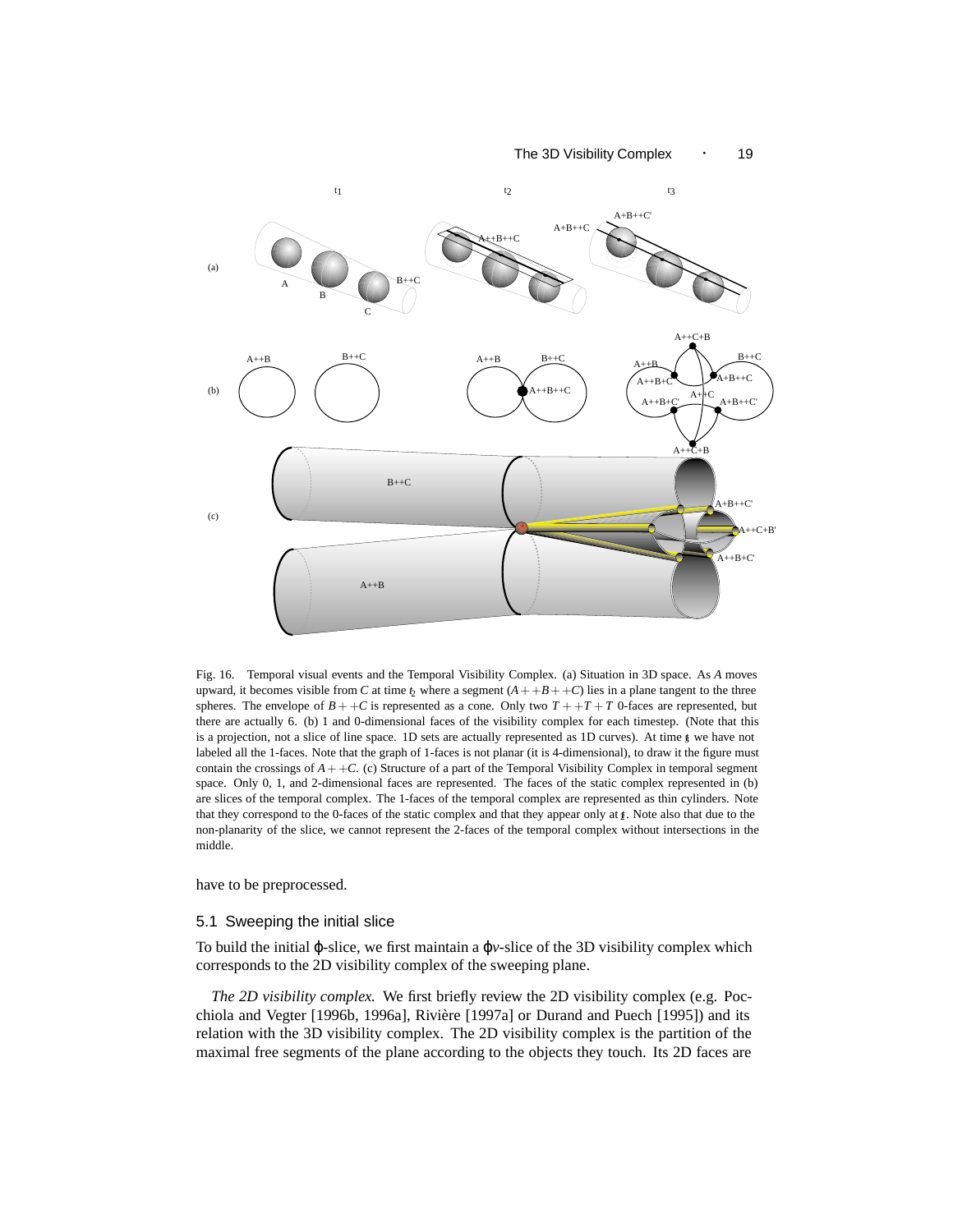Fig. 16. Temporal visual events and the Temporal Visibility Complex. (a) Situation in 3D space. As $A$ moves upward, it becomes visible from $C$ at time $t_2$ where a segment $(A++B++C)$ lies in a plane tangent to the three spheres. The envelope of $B++C$ is represented as a cone. Only two $T++T+T$ 0-faces are represented, but there are actually 6. (b) 1 and 0-dimensional faces of the visibility complex for each timestep. (Note that this is a projection, not a slice of line space. 1D sets are actually represented as 1D curves). At time $t_3$ we have not labeled all the 1-faces. Note that the graph of 1-faces is not planar (it is 4-dimensional), to draw it the figure must contain the crossings of $A++C$. (c) Structure of a part of the Temporal Visibility Complex in temporal segment space. Only 0, 1, and 2-dimensional faces are represented. The faces of the static complex represented in (b) are slices of the temporal complex. The 1-faces of the temporal complex are represented as thin cylinders. Note that they correspond to the 0-faces of the static complex and that they appear only at $t_2$. Note also that due to the non-planarity of the slice, we cannot represent the 2-faces of the temporal complex without intersections in the middle.

have to be preprocessed.

## 5.1 Sweeping the initial slice

To build the initial $\varphi$-slice, we first maintain a $\varphi v$-slice of the 3D visibility complex which corresponds to the 2D visibility complex of the sweeping plane.

*The 2D visibility complex.* We first briefly review the 2D visibility complex (e.g. Pocchiola and Vegter [1996b, 1996a], Rivière [1997a] or Durand and Puech [1995]) and its relation with the 3D visibility complex. The 2D visibility complex is the partition of the maximal free segments of the plane according to the objects they touch. Its 2D faces are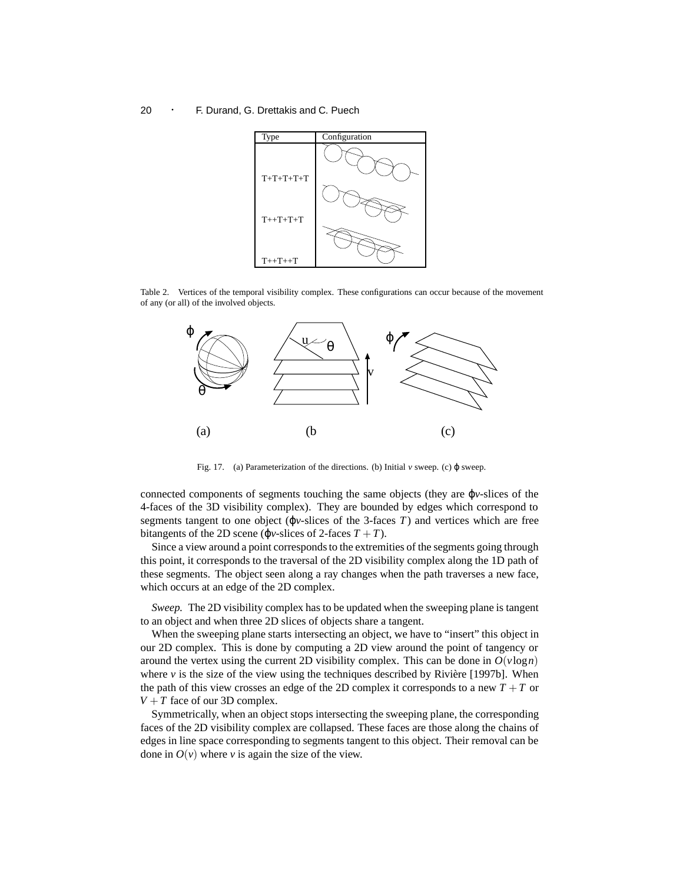| Type | Configuration |
|---|---|
| T+T+T+T+T | |
| T++T+T+T | |
| T++T++T | |

Table 2. Vertices of the temporal visibility complex. These configurations can occur because of the movement of any (or all) of the involved objects.

Fig. 17. (a) Parameterization of the directions. (b) Initial $v$ sweep. (c) $\varphi$ sweep.

connected components of segments touching the same objects (they are $\varphi v$-slices of the 4-faces of the 3D visibility complex). They are bounded by edges which correspond to segments tangent to one object ($\varphi v$-slices of the 3-faces $T$) and vertices which are free bitangents of the 2D scene ($\varphi v$-slices of 2-faces $T+T$).

Since a view around a point corresponds to the extremities of the segments going through this point, it corresponds to the traversal of the 2D visibility complex along the 1D path of these segments. The object seen along a ray changes when the path traverses a new face, which occurs at an edge of the 2D complex.

*Sweep.* The 2D visibility complex has to be updated when the sweeping plane is tangent to an object and when three 2D slices of objects share a tangent.

When the sweeping plane starts intersecting an object, we have to "insert" this object in our 2D complex. This is done by computing a 2D view around the point of tangency or around the vertex using the current 2D visibility complex. This can be done in $O(v \log n)$ where $v$ is the size of the view using the techniques described by Rivière [1997b]. When the path of this view crosses an edge of the 2D complex it corresponds to a new $T+T$ or $V+T$ face of our 3D complex.

Symmetrically, when an object stops intersecting the sweeping plane, the corresponding faces of the 2D visibility complex are collapsed. These faces are those along the chains of edges in line space corresponding to segments tangent to this object. Their removal can be done in $O(v)$ where $v$ is again the size of the view.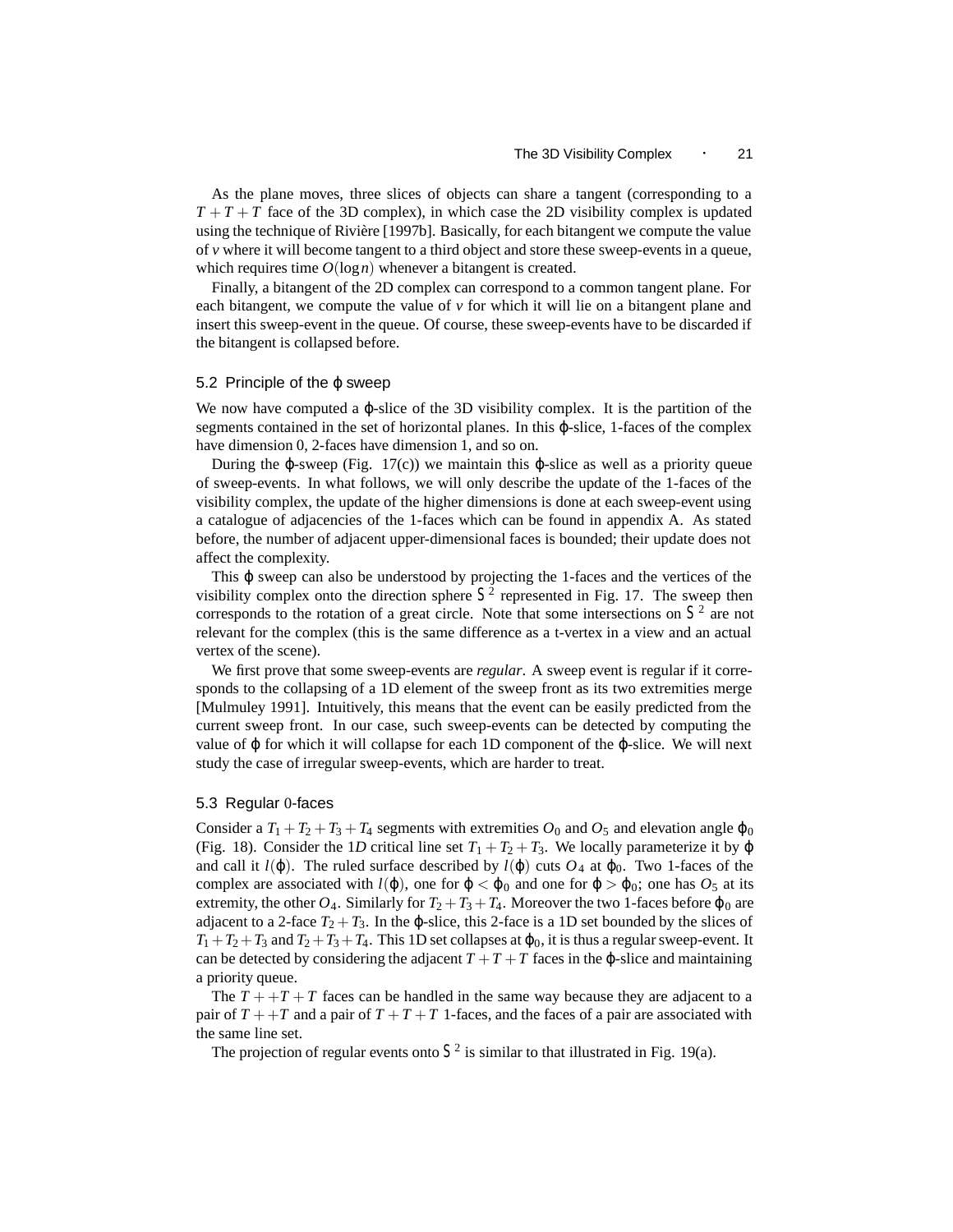As the plane moves, three slices of objects can share a tangent (corresponding to a $T+T+T$ face of the 3D complex), in which case the 2D visibility complex is updated using the technique of Rivière [1997b]. Basically, for each bitangent we compute the value of $v$ where it will become tangent to a third object and store these sweep-events in a queue, which requires time $O(\log n)$ whenever a bitangent is created.

Finally, a bitangent of the 2D complex can correspond to a common tangent plane. For each bitangent, we compute the value of $v$ for which it will lie on a bitangent plane and insert this sweep-event in the queue. Of course, these sweep-events have to be discarded if the bitangent is collapsed before.

### 5.2 Principle of the $\varphi$ sweep

We now have computed a $\varphi$-slice of the 3D visibility complex. It is the partition of the segments contained in the set of horizontal planes. In this $\varphi$-slice, 1-faces of the complex have dimension 0, 2-faces have dimension 1, and so on.

During the $\varphi$-sweep (Fig. 17(c)) we maintain this $\varphi$-slice as well as a priority queue of sweep-events. In what follows, we will only describe the update of the 1-faces of the visibility complex, the update of the higher dimensions is done at each sweep-event using a catalogue of adjacencies of the 1-faces which can be found in appendix A. As stated before, the number of adjacent upper-dimensional faces is bounded; their update does not affect the complexity.

This $\varphi$ sweep can also be understood by projecting the 1-faces and the vertices of the visibility complex onto the direction sphere $S^2$ represented in Fig. 17. The sweep then corresponds to the rotation of a great circle. Note that some intersections on $S^2$ are not relevant for the complex (this is the same difference as a t-vertex in a view and an actual vertex of the scene).

We first prove that some sweep-events are *regular*. A sweep event is regular if it corresponds to the collapsing of a 1D element of the sweep front as its two extremities merge [Mulmuley 1991]. Intuitively, this means that the event can be easily predicted from the current sweep front. In our case, such sweep-events can be detected by computing the value of $\varphi$ for which it will collapse for each 1D component of the $\varphi$-slice. We will next study the case of irregular sweep-events, which are harder to treat.

### 5.3 Regular 0-faces

Consider a $T_1+T_2+T_3+T_4$ segments with extremities $O_0$ and $O_5$ and elevation angle $\varphi_0$ (Fig. 18). Consider the $1D$ critical line set $T_1+T_2+T_3$. We locally parameterize it by $\varphi$ and call it $l(\varphi)$. The ruled surface described by $l(\varphi)$ cuts $O_4$ at $\varphi_0$. Two 1-faces of the complex are associated with $l(\varphi)$, one for $\varphi<\varphi_0$ and one for $\varphi>\varphi_0$; one has $O_5$ at its extremity, the other $O_4$. Similarly for $T_2+T_3+T_4$. Moreover the two 1-faces before $\varphi_0$ are adjacent to a 2-face $T_2+T_3$. In the $\varphi$-slice, this 2-face is a 1D set bounded by the slices of $T_1+T_2+T_3$ and $T_2+T_3+T_4$. This 1D set collapses at $\varphi_0$, it is thus a regular sweep-event. It can be detected by considering the adjacent $T+T+T$ faces in the $\varphi$-slice and maintaining a priority queue.

The $T++T+T$ faces can be handled in the same way because they are adjacent to a pair of $T++T$ and a pair of $T+T+T$ 1-faces, and the faces of a pair are associated with the same line set.

The projection of regular events onto $S^2$ is similar to that illustrated in Fig. 19(a).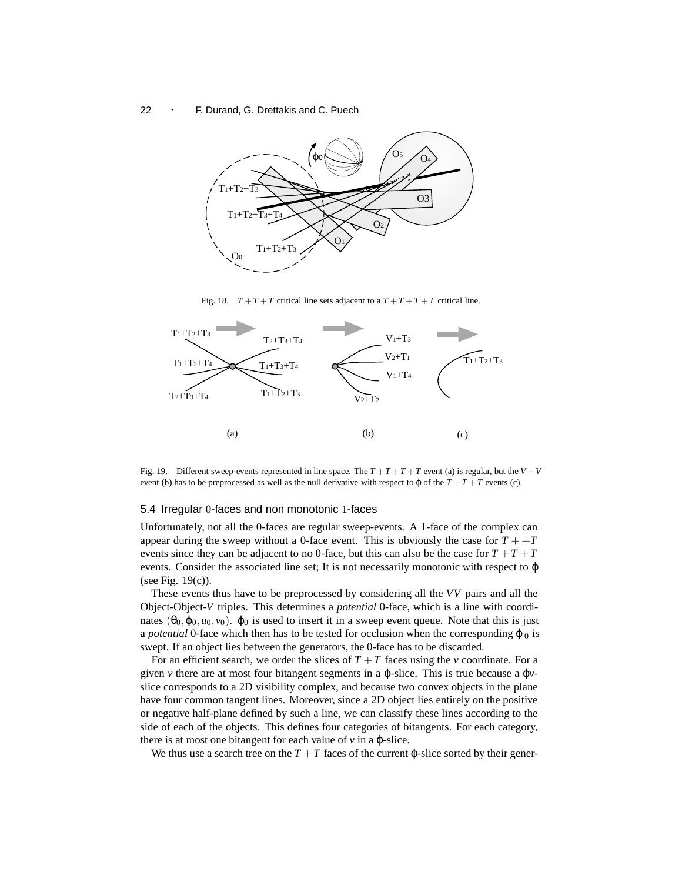Fig. 18. $T+T+T$ critical line sets adjacent to a $T+T+T+T$ critical line.

Fig. 19. Different sweep-events represented in line space. The $T+T+T+T$ event (a) is regular, but the $V+V$ event (b) has to be preprocessed as well as the null derivative with respect to $\varphi$ of the $T+T+T$ events (c).

### 5.4 Irregular 0-faces and non monotonic 1-faces

Unfortunately, not all the 0-faces are regular sweep-events. A 1-face of the complex can appear during the sweep without a 0-face event. This is obviously the case for $T++T$ events since they can be adjacent to no 0-face, but this can also be the case for $T+T+T$ events. Consider the associated line set; It is not necessarily monotonic with respect to $\varphi$ (see Fig. 19(c)).

These events thus have to be preprocessed by considering all the *VV* pairs and all the Object-Object-*V* triples. This determines a *potential* 0-face, which is a line with coordinates $(\theta_0, \varphi_0, u_0, v_0)$. $\varphi_0$ is used to insert it in a sweep event queue. Note that this is just a *potential* 0-face which then has to be tested for occlusion when the corresponding $\varphi_0$ is swept. If an object lies between the generators, the 0-face has to be discarded.

For an efficient search, we order the slices of $T+T$ faces using the $v$ coordinate. For a given $v$ there are at most four bitangent segments in a $\varphi$-slice. This is true because a $\varphi v$-slice corresponds to a 2D visibility complex, and because two convex objects in the plane have four common tangent lines. Moreover, since a 2D object lies entirely on the positive or negative half-plane defined by such a line, we can classify these lines according to the side of each of the objects. This defines four categories of bitangents. For each category, there is at most one bitangent for each value of $v$ in a $\varphi$-slice.

We thus use a search tree on the $T+T$ faces of the current $\varphi$-slice sorted by their gener-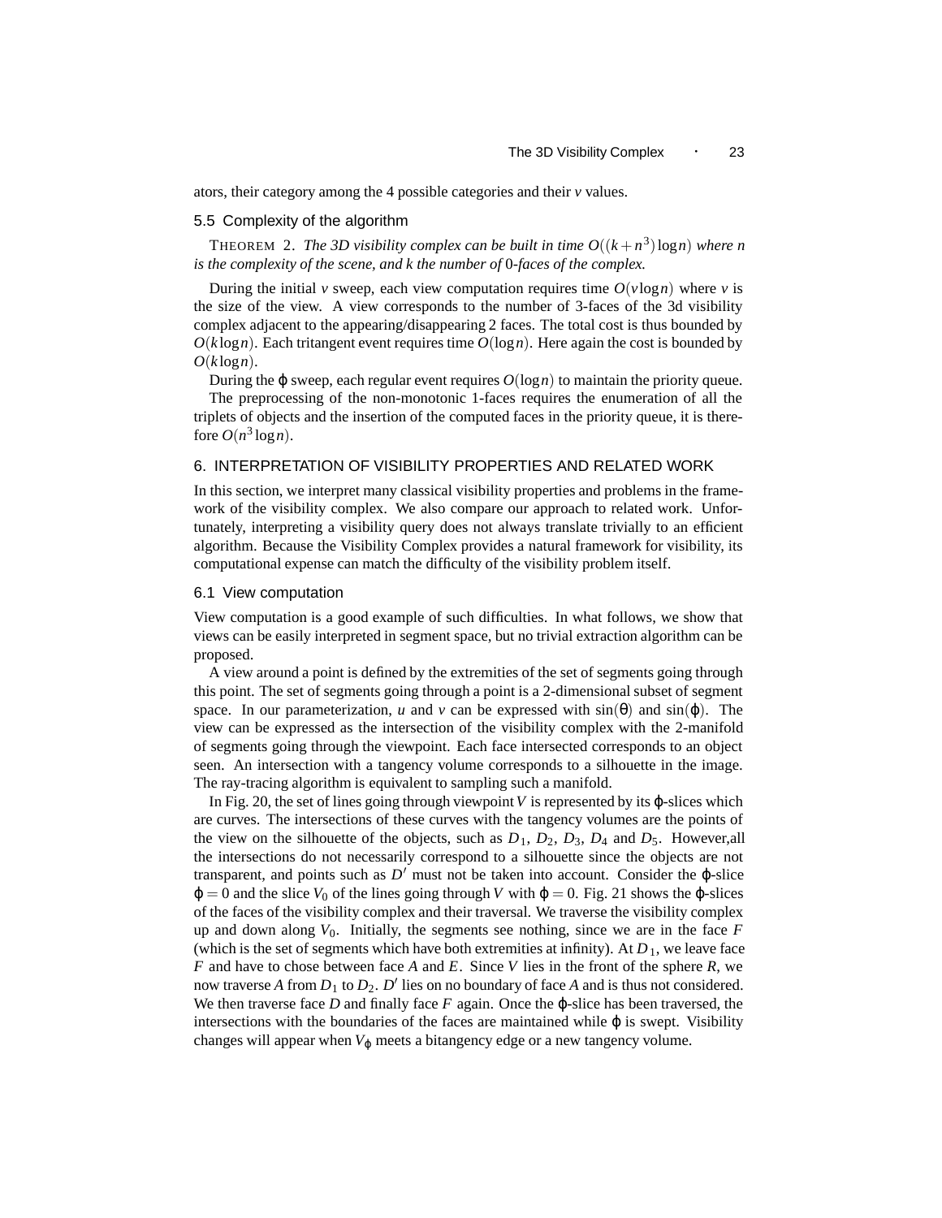ators, their category among the 4 possible categories and their $v$ values.

### 5.5 Complexity of the algorithm

THEOREM 2. *The 3D visibility complex can be built in time $O((k+n^3)\log n)$ where $n$ is the complexity of the scene, and $k$ the number of 0-faces of the complex.*

During the initial $v$ sweep, each view computation requires time $O(v \log n)$ where $v$ is the size of the view. A view corresponds to the number of 3-faces of the 3d visibility complex adjacent to the appearing/disappearing 2 faces. The total cost is thus bounded by $O(k \log n)$. Each tritangent event requires time $O(\log n)$. Here again the cost is bounded by $O(k \log n)$.

During the $\varphi$ sweep, each regular event requires $O(\log n)$ to maintain the priority queue.

The preprocessing of the non-monotonic 1-faces requires the enumeration of all the triplets of objects and the insertion of the computed faces in the priority queue, it is therefore $O(n^3 \log n)$.

## 6. INTERPRETATION OF VISIBILITY PROPERTIES AND RELATED WORK

In this section, we interpret many classical visibility properties and problems in the framework of the visibility complex. We also compare our approach to related work. Unfortunately, interpreting a visibility query does not always translate trivially to an efficient algorithm. Because the Visibility Complex provides a natural framework for visibility, its computational expense can match the difficulty of the visibility problem itself.

### 6.1 View computation

View computation is a good example of such difficulties. In what follows, we show that views can be easily interpreted in segment space, but no trivial extraction algorithm can be proposed.

A view around a point is defined by the extremities of the set of segments going through this point. The set of segments going through a point is a 2-dimensional subset of segment space. In our parameterization, $u$ and $v$ can be expressed with $\sin(\theta)$ and $\sin(\varphi)$. The view can be expressed as the intersection of the visibility complex with the 2-manifold of segments going through the viewpoint. Each face intersected corresponds to an object seen. An intersection with a tangency volume corresponds to a silhouette in the image. The ray-tracing algorithm is equivalent to sampling such a manifold.

In Fig. 20, the set of lines going through viewpoint $V$ is represented by its $\varphi$-slices which are curves. The intersections of these curves with the tangency volumes are the points of the view on the silhouette of the objects, such as $D_1$, $D_2$, $D_3$, $D_4$ and $D_5$. However,all the intersections do not necessarily correspond to a silhouette since the objects are not transparent, and points such as $D'$ must not be taken into account. Consider the $\varphi$-slice $\varphi = 0$ and the slice $V_0$ of the lines going through $V$ with $\varphi = 0$. Fig. 21 shows the $\varphi$-slices of the faces of the visibility complex and their traversal. We traverse the visibility complex up and down along $V_0$. Initially, the segments see nothing, since we are in the face $F$ (which is the set of segments which have both extremities at infinity). At $D_1$, we leave face $F$ and have to chose between face $A$ and $E$. Since $V$ lies in the front of the sphere $R$, we now traverse $A$ from $D_1$ to $D_2$. $D'$ lies on no boundary of face $A$ and is thus not considered. We then traverse face $D$ and finally face $F$ again. Once the $\varphi$-slice has been traversed, the intersections with the boundaries of the faces are maintained while $\varphi$ is swept. Visibility changes will appear when $V_\varphi$ meets a bitangency edge or a new tangency volume.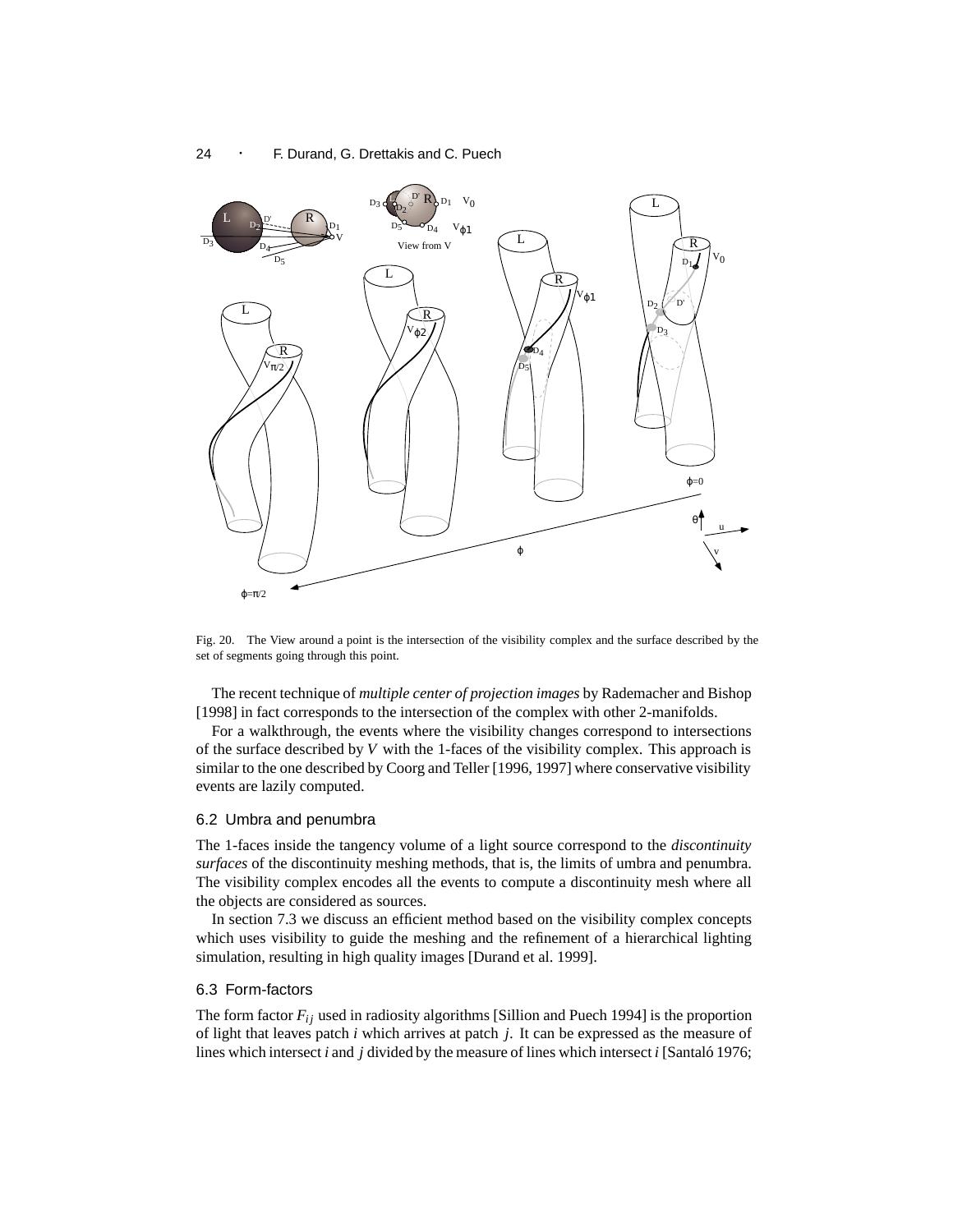Fig. 20. The View around a point is the intersection of the visibility complex and the surface described by the set of segments going through this point.

The recent technique of *multiple center of projection images* by Rademacher and Bishop [1998] in fact corresponds to the intersection of the complex with other 2-manifolds.

For a walkthrough, the events where the visibility changes correspond to intersections of the surface described by $V$ with the 1-faces of the visibility complex. This approach is similar to the one described by Coorg and Teller [1996, 1997] where conservative visibility events are lazily computed.

### 6.2 Umbra and penumbra

The 1-faces inside the tangency volume of a light source correspond to the *discontinuity surfaces* of the discontinuity meshing methods, that is, the limits of umbra and penumbra. The visibility complex encodes all the events to compute a discontinuity mesh where all the objects are considered as sources.

In section 7.3 we discuss an efficient method based on the visibility complex concepts which uses visibility to guide the meshing and the refinement of a hierarchical lighting simulation, resulting in high quality images [Durand et al. 1999].

### 6.3 Form-factors

The form factor $F_{ij}$ used in radiosity algorithms [Sillion and Puech 1994] is the proportion of light that leaves patch $i$ which arrives at patch $j$. It can be expressed as the measure of lines which intersect $i$ and $j$ divided by the measure of lines which intersect $i$ [Santaló 1976;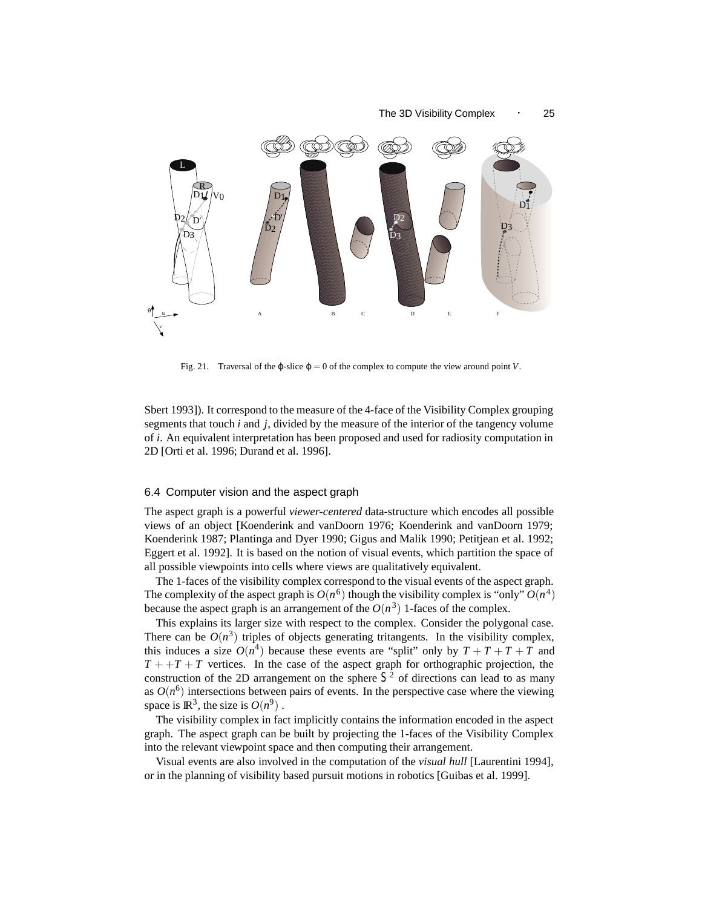Fig. 21. Traversal of the $\varphi$-slice $\varphi = 0$ of the complex to compute the view around point $V$.

Sbert 1993]). It correspond to the measure of the 4-face of the Visibility Complex grouping segments that touch $i$ and $j$, divided by the measure of the interior of the tangency volume of $i$. An equivalent interpretation has been proposed and used for radiosity computation in 2D [Orti et al. 1996; Durand et al. 1996].

### 6.4 Computer vision and the aspect graph

The aspect graph is a powerful *viewer-centered* data-structure which encodes all possible views of an object [Koenderink and vanDoorn 1976; Koenderink and vanDoorn 1979; Koenderink 1987; Plantinga and Dyer 1990; Gigus and Malik 1990; Petitjean et al. 1992; Eggert et al. 1992]. It is based on the notion of visual events, which partition the space of all possible viewpoints into cells where views are qualitatively equivalent.

The 1-faces of the visibility complex correspond to the visual events of the aspect graph. The complexity of the aspect graph is $O(n^6)$ though the visibility complex is "only" $O(n^4)$ because the aspect graph is an arrangement of the $O(n^3)$ 1-faces of the complex.

This explains its larger size with respect to the complex. Consider the polygonal case. There can be $O(n^3)$ triples of objects generating tritangents. In the visibility complex, this induces a size $O(n^4)$ because these events are "split" only by $T+T+T+T$ and $T++T+T$ vertices. In the case of the aspect graph for orthographic projection, the construction of the 2D arrangement on the sphere $S^2$ of directions can lead to as many as $O(n^6)$ intersections between pairs of events. In the perspective case where the viewing space is $\mathbb{R}^3$, the size is $O(n^9)$ .

The visibility complex in fact implicitly contains the information encoded in the aspect graph. The aspect graph can be built by projecting the 1-faces of the Visibility Complex into the relevant viewpoint space and then computing their arrangement.

Visual events are also involved in the computation of the *visual hull* [Laurentini 1994], or in the planning of visibility based pursuit motions in robotics [Guibas et al. 1999].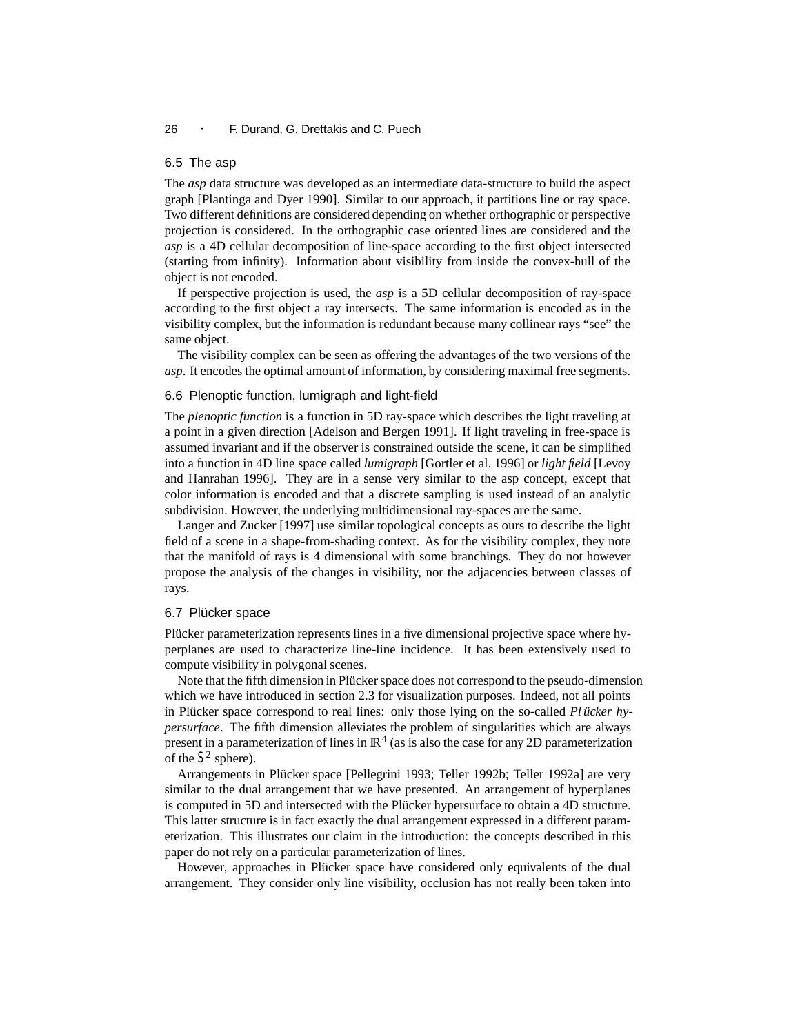### 6.5 The asp

The *asp* data structure was developed as an intermediate data-structure to build the aspect graph [Plantinga and Dyer 1990]. Similar to our approach, it partitions line or ray space. Two different definitions are considered depending on whether orthographic or perspective projection is considered. In the orthographic case oriented lines are considered and the *asp* is a 4D cellular decomposition of line-space according to the first object intersected (starting from infinity). Information about visibility from inside the convex-hull of the object is not encoded.

If perspective projection is used, the *asp* is a 5D cellular decomposition of ray-space according to the first object a ray intersects. The same information is encoded as in the visibility complex, but the information is redundant because many collinear rays "see" the same object.

The visibility complex can be seen as offering the advantages of the two versions of the *asp*. It encodes the optimal amount of information, by considering maximal free segments.

### 6.6 Plenoptic function, lumigraph and light-field

The *plenoptic function* is a function in 5D ray-space which describes the light traveling at a point in a given direction [Adelson and Bergen 1991]. If light traveling in free-space is assumed invariant and if the observer is constrained outside the scene, it can be simplified into a function in 4D line space called *lumigraph* [Gortler et al. 1996] or *light field* [Levoy and Hanrahan 1996]. They are in a sense very similar to the asp concept, except that color information is encoded and that a discrete sampling is used instead of an analytic subdivision. However, the underlying multidimensional ray-spaces are the same.

Langer and Zucker [1997] use similar topological concepts as ours to describe the light field of a scene in a shape-from-shading context. As for the visibility complex, they note that the manifold of rays is 4 dimensional with some branchings. They do not however propose the analysis of the changes in visibility, nor the adjacencies between classes of rays.

### 6.7 Plücker space

Plücker parameterization represents lines in a five dimensional projective space where hyperplanes are used to characterize line-line incidence. It has been extensively used to compute visibility in polygonal scenes.

Note that the fifth dimension in Plücker space does not correspond to the pseudo-dimension which we have introduced in section 2.3 for visualization purposes. Indeed, not all points in Plücker space correspond to real lines: only those lying on the so-called *Plücker hypersurface*. The fifth dimension alleviates the problem of singularities which are always present in a parameterization of lines in $\mathbb{R}^4$ (as is also the case for any 2D parameterization of the $S^2$ sphere).

Arrangements in Plücker space [Pellegrini 1993; Teller 1992b; Teller 1992a] are very similar to the dual arrangement that we have presented. An arrangement of hyperplanes is computed in 5D and intersected with the Plücker hypersurface to obtain a 4D structure. This latter structure is in fact exactly the dual arrangement expressed in a different parameterization. This illustrates our claim in the introduction: the concepts described in this paper do not rely on a particular parameterization of lines.

However, approaches in Plücker space have considered only equivalents of the dual arrangement. They consider only line visibility, occlusion has not really been taken into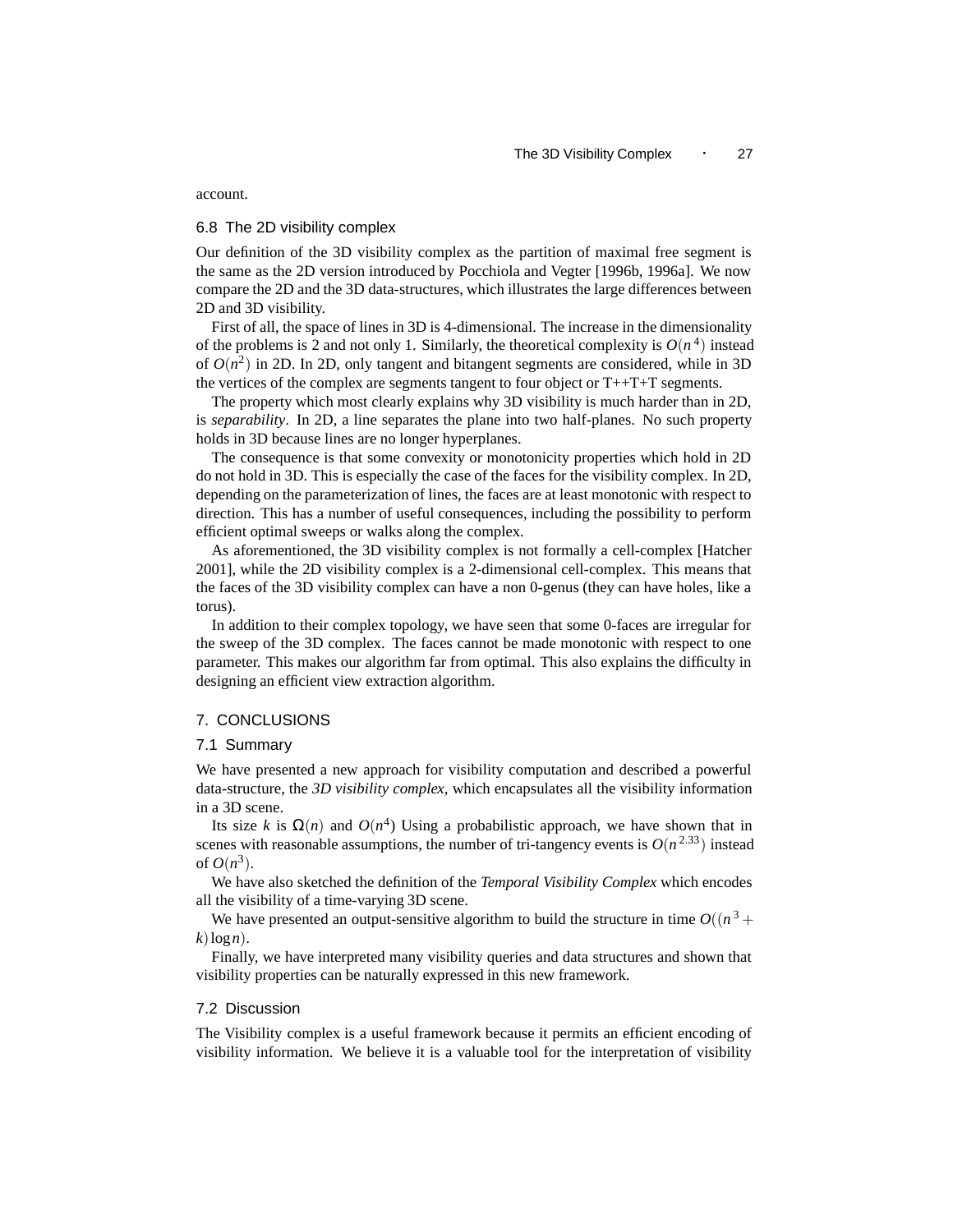account.

### 6.8 The 2D visibility complex

Our definition of the 3D visibility complex as the partition of maximal free segment is the same as the 2D version introduced by Pocchiola and Vegter [1996b, 1996a]. We now compare the 2D and the 3D data-structures, which illustrates the large differences between 2D and 3D visibility.

First of all, the space of lines in 3D is 4-dimensional. The increase in the dimensionality of the problems is 2 and not only 1. Similarly, the theoretical complexity is $O(n^4)$ instead of $O(n^2)$ in 2D. In 2D, only tangent and bitangent segments are considered, while in 3D the vertices of the complex are segments tangent to four object or T++T+T segments.

The property which most clearly explains why 3D visibility is much harder than in 2D, is *separability*. In 2D, a line separates the plane into two half-planes. No such property holds in 3D because lines are no longer hyperplanes.

The consequence is that some convexity or monotonicity properties which hold in 2D do not hold in 3D. This is especially the case of the faces for the visibility complex. In 2D, depending on the parameterization of lines, the faces are at least monotonic with respect to direction. This has a number of useful consequences, including the possibility to perform efficient optimal sweeps or walks along the complex.

As aforementioned, the 3D visibility complex is not formally a cell-complex [Hatcher 2001], while the 2D visibility complex is a 2-dimensional cell-complex. This means that the faces of the 3D visibility complex can have a non 0-genus (they can have holes, like a torus).

In addition to their complex topology, we have seen that some 0-faces are irregular for the sweep of the 3D complex. The faces cannot be made monotonic with respect to one parameter. This makes our algorithm far from optimal. This also explains the difficulty in designing an efficient view extraction algorithm.

## 7. CONCLUSIONS

### 7.1 Summary

We have presented a new approach for visibility computation and described a powerful data-structure, the *3D visibility complex*, which encapsulates all the visibility information in a 3D scene.

Its size $k$ is $\Omega(n)$ and $O(n^4)$ Using a probabilistic approach, we have shown that in scenes with reasonable assumptions, the number of tri-tangency events is $O(n^{2.33})$ instead of $O(n^3)$.

We have also sketched the definition of the *Temporal Visibility Complex* which encodes all the visibility of a time-varying 3D scene.

We have presented an output-sensitive algorithm to build the structure in time $O((n^3 + k)\log n)$.

Finally, we have interpreted many visibility queries and data structures and shown that visibility properties can be naturally expressed in this new framework.

### 7.2 Discussion

The Visibility complex is a useful framework because it permits an efficient encoding of visibility information. We believe it is a valuable tool for the interpretation of visibility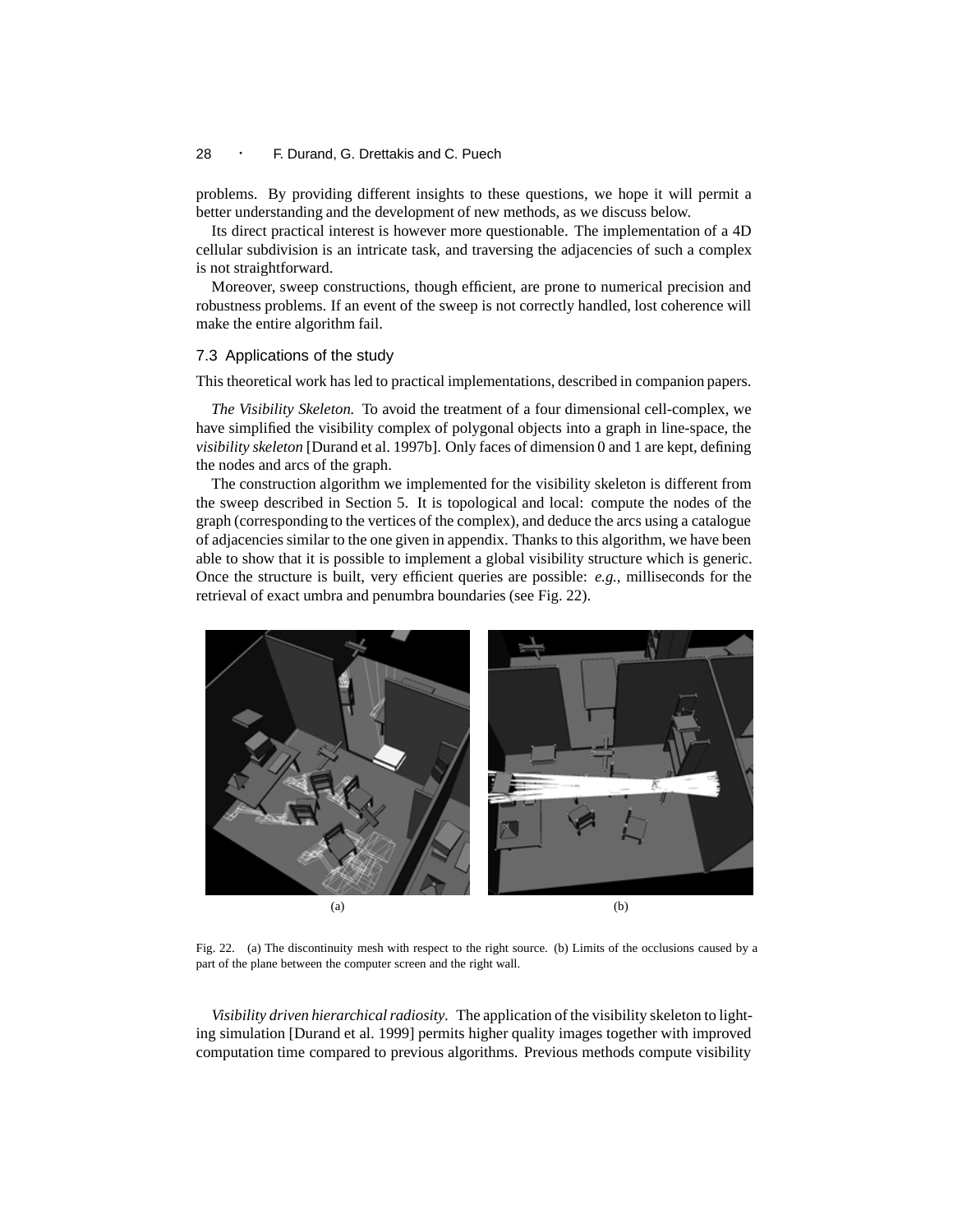problems. By providing different insights to these questions, we hope it will permit a better understanding and the development of new methods, as we discuss below.

Its direct practical interest is however more questionable. The implementation of a 4D cellular subdivision is an intricate task, and traversing the adjacencies of such a complex is not straightforward.

Moreover, sweep constructions, though efficient, are prone to numerical precision and robustness problems. If an event of the sweep is not correctly handled, lost coherence will make the entire algorithm fail.

### 7.3 Applications of the study

This theoretical work has led to practical implementations, described in companion papers.

*The Visibility Skeleton.* To avoid the treatment of a four dimensional cell-complex, we have simplified the visibility complex of polygonal objects into a graph in line-space, the *visibility skeleton* [Durand et al. 1997b]. Only faces of dimension 0 and 1 are kept, defining the nodes and arcs of the graph.

The construction algorithm we implemented for the visibility skeleton is different from the sweep described in Section 5. It is topological and local: compute the nodes of the graph (corresponding to the vertices of the complex), and deduce the arcs using a catalogue of adjacencies similar to the one given in appendix. Thanks to this algorithm, we have been able to show that it is possible to implement a global visibility structure which is generic. Once the structure is built, very efficient queries are possible: *e.g.*, milliseconds for the retrieval of exact umbra and penumbra boundaries (see Fig. 22).

(a) (b)

Fig. 22. (a) The discontinuity mesh with respect to the right source. (b) Limits of the occlusions caused by a part of the plane between the computer screen and the right wall.

*Visibility driven hierarchical radiosity.* The application of the visibility skeleton to lighting simulation [Durand et al. 1999] permits higher quality images together with improved computation time compared to previous algorithms. Previous methods compute visibility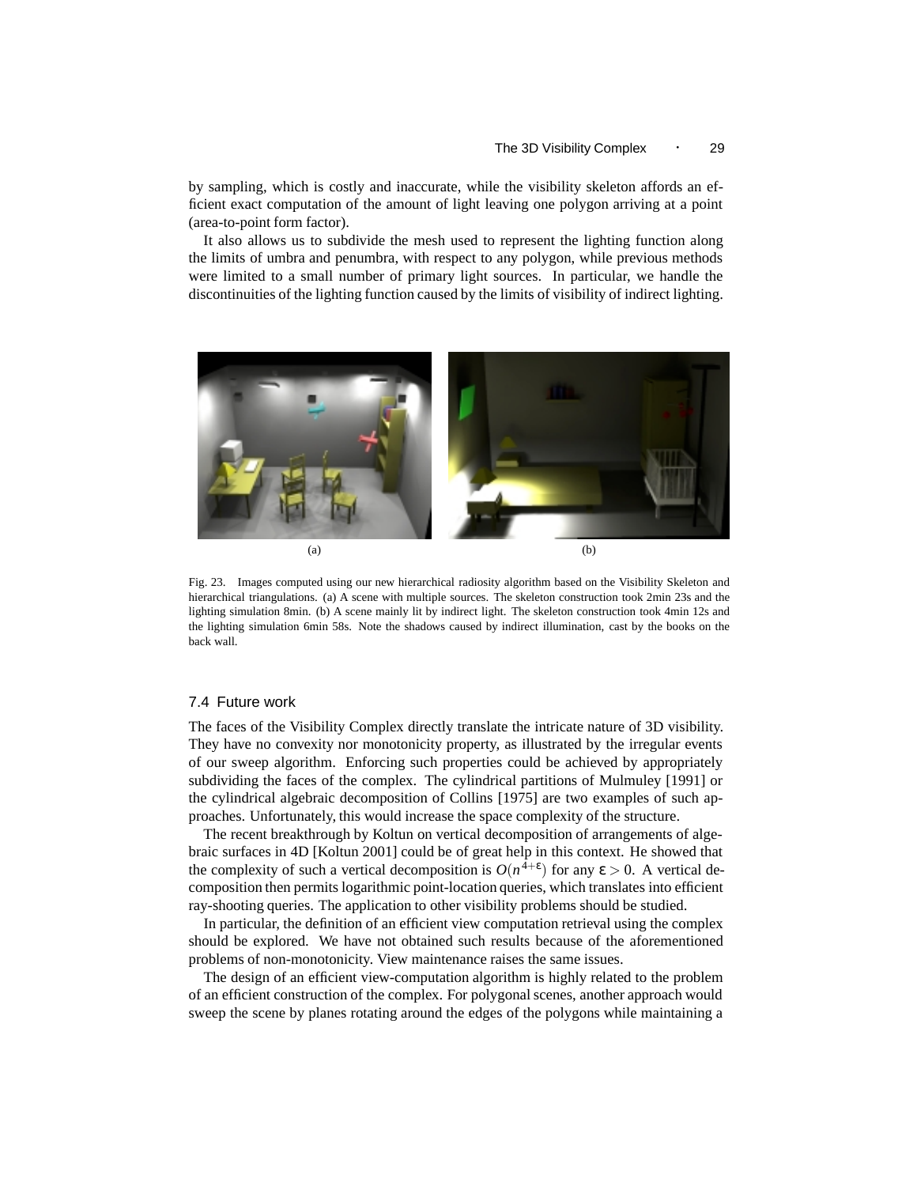by sampling, which is costly and inaccurate, while the visibility skeleton affords an efficient exact computation of the amount of light leaving one polygon arriving at a point (area-to-point form factor).

It also allows us to subdivide the mesh used to represent the lighting function along the limits of umbra and penumbra, with respect to any polygon, while previous methods were limited to a small number of primary light sources. In particular, we handle the discontinuities of the lighting function caused by the limits of visibility of indirect lighting.

(a) (b)

Fig. 23. Images computed using our new hierarchical radiosity algorithm based on the Visibility Skeleton and hierarchical triangulations. (a) A scene with multiple sources. The skeleton construction took 2min 23s and the lighting simulation 8min. (b) A scene mainly lit by indirect light. The skeleton construction took 4min 12s and the lighting simulation 6min 58s. Note the shadows caused by indirect illumination, cast by the books on the back wall.

### 7.4 Future work

The faces of the Visibility Complex directly translate the intricate nature of 3D visibility. They have no convexity nor monotonicity property, as illustrated by the irregular events of our sweep algorithm. Enforcing such properties could be achieved by appropriately subdividing the faces of the complex. The cylindrical partitions of Mulmuley [1991] or the cylindrical algebraic decomposition of Collins [1975] are two examples of such approaches. Unfortunately, this would increase the space complexity of the structure.

The recent breakthrough by Koltun on vertical decomposition of arrangements of algebraic surfaces in 4D [Koltun 2001] could be of great help in this context. He showed that the complexity of such a vertical decomposition is $O(n^{4+\varepsilon})$ for any $\varepsilon > 0$. A vertical decomposition then permits logarithmic point-location queries, which translates into efficient ray-shooting queries. The application to other visibility problems should be studied.

In particular, the definition of an efficient view computation retrieval using the complex should be explored. We have not obtained such results because of the aforementioned problems of non-monotonicity. View maintenance raises the same issues.

The design of an efficient view-computation algorithm is highly related to the problem of an efficient construction of the complex. For polygonal scenes, another approach would sweep the scene by planes rotating around the edges of the polygons while maintaining a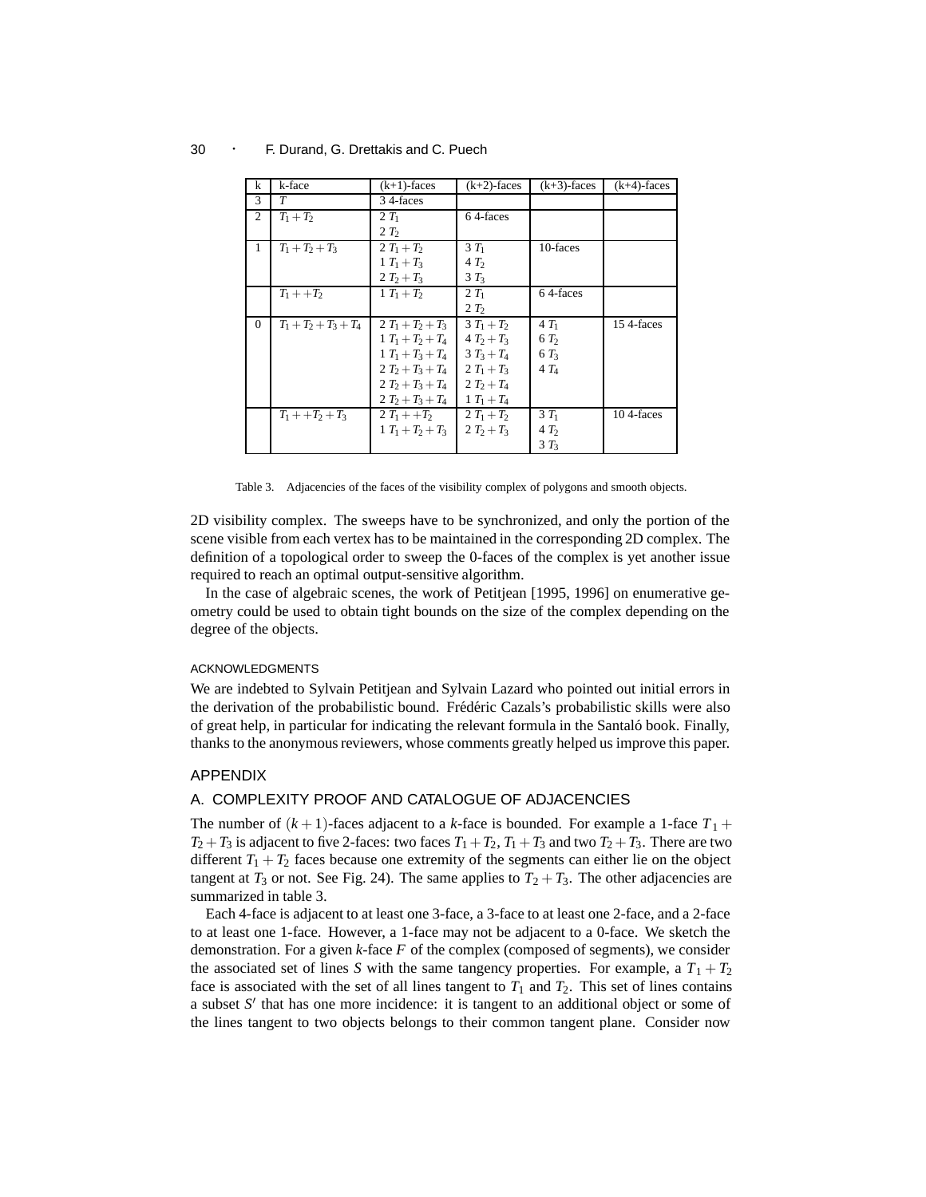| k | k-face | (k+1)-faces | (k+2)-faces | (k+3)-faces | (k+4)-faces |
|---|---|---|---|---|---|
| 3 | $T$ | 3 4-faces | | | |
| 2 | $T_1+T_2$ | 2 $T_1$<br>2 $T_2$ | 6 4-faces | | |
| 1 | $T_1+T_2+T_3$ | 2 $T_1+T_2$<br>1 $T_1+T_3$<br>2 $T_2+T_3$ | 3 $T_1$<br>4 $T_2$<br>3 $T_3$ | 10-faces | |
| | $T_1++T_2$ | 1 $T_1+T_2$ | 2 $T_1$<br>2 $T_2$ | 6 4-faces | |
| 0 | $T_1+T_2+T_3+T_4$ | 2 $T_1+T_2+T_3$<br>1 $T_1+T_2+T_4$<br>1 $T_1+T_3+T_4$<br>2 $T_2+T_3+T_4$<br>2 $T_2+T_3+T_4$<br>2 $T_2+T_3+T_4$ | 3 $T_1+T_2$<br>4 $T_2+T_3$<br>3 $T_3+T_4$<br>2 $T_1+T_3$<br>2 $T_2+T_4$<br>1 $T_1+T_4$ | 4 $T_1$<br>6 $T_2$<br>6 $T_3$<br>4 $T_4$ | 15 4-faces |
| | $T_1++T_2+T_3$ | 2 $T_1++T_2$<br>1 $T_1+T_2+T_3$ | 2 $T_1+T_2$<br>2 $T_2+T_3$ | 3 $T_1$<br>4 $T_2$<br>3 $T_3$ | 10 4-faces |

Table 3. Adjacencies of the faces of the visibility complex of polygons and smooth objects.

2D visibility complex. The sweeps have to be synchronized, and only the portion of the scene visible from each vertex has to be maintained in the corresponding 2D complex. The definition of a topological order to sweep the 0-faces of the complex is yet another issue required to reach an optimal output-sensitive algorithm.

In the case of algebraic scenes, the work of Petitjean [1995, 1996] on enumerative geometry could be used to obtain tight bounds on the size of the complex depending on the degree of the objects.

#### ACKNOWLEDGMENTS

We are indebted to Sylvain Petitjean and Sylvain Lazard who pointed out initial errors in the derivation of the probabilistic bound. Frédéric Cazals's probabilistic skills were also of great help, in particular for indicating the relevant formula in the Santaló book. Finally, thanks to the anonymous reviewers, whose comments greatly helped us improve this paper.

## APPENDIX

### A. COMPLEXITY PROOF AND CATALOGUE OF ADJACENCIES

The number of $(k+1)$-faces adjacent to a $k$-face is bounded. For example a 1-face $T_1+T_2+T_3$ is adjacent to five 2-faces: two faces $T_1+T_2$, $T_1+T_3$ and two $T_2+T_3$. There are two different $T_1+T_2$ faces because one extremity of the segments can either lie on the object tangent at $T_3$ or not. See Fig. 24). The same applies to $T_2+T_3$. The other adjacencies are summarized in table 3.

Each 4-face is adjacent to at least one 3-face, a 3-face to at least one 2-face, and a 2-face to at least one 1-face. However, a 1-face may not be adjacent to a 0-face. We sketch the demonstration. For a given $k$-face $F$ of the complex (composed of segments), we consider the associated set of lines $S$ with the same tangency properties. For example, a $T_1+T_2$ face is associated with the set of all lines tangent to $T_1$ and $T_2$. This set of lines contains a subset $S'$ that has one more incidence: it is tangent to an additional object or some of the lines tangent to two objects belongs to their common tangent plane. Consider now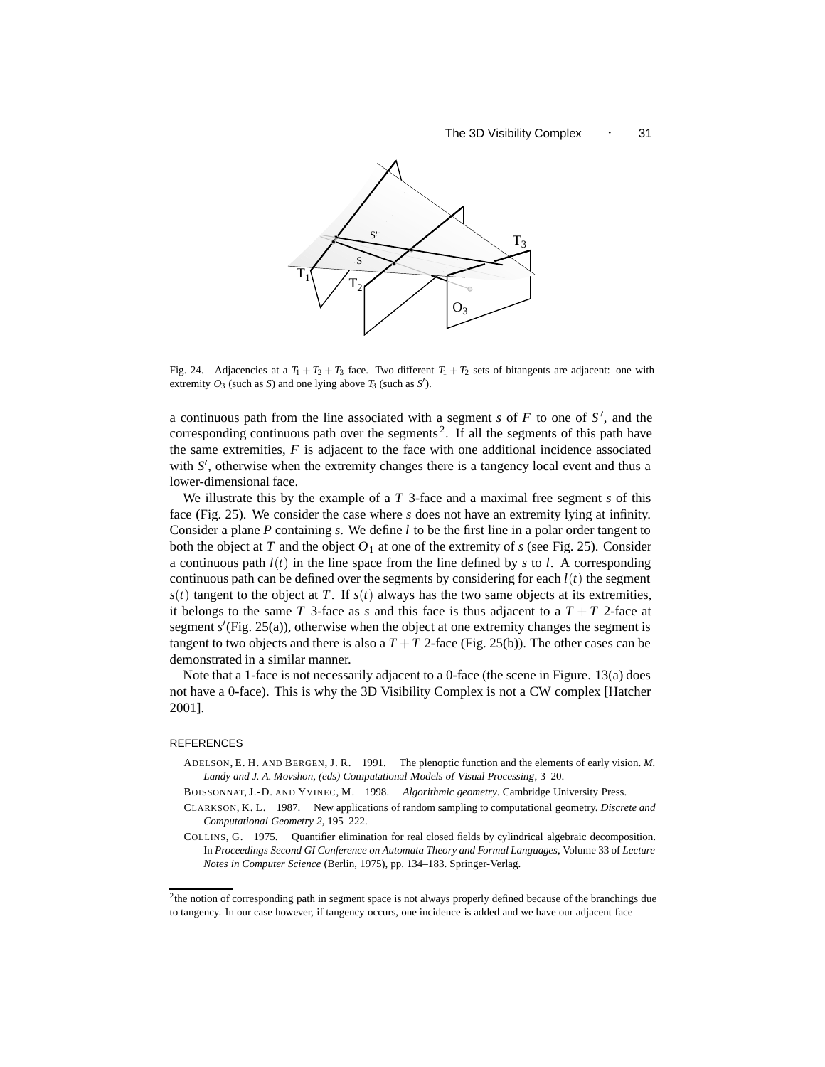Fig. 24. Adjacencies at a $T_1 + T_2 + T_3$ face. Two different $T_1 + T_2$ sets of bitangents are adjacent: one with extremity $O_3$ (such as $S$) and one lying above $T_3$ (such as $S'$).

a continuous path from the line associated with a segment $s$ of $F$ to one of $S'$, and the corresponding continuous path over the segments[2]. If all the segments of this path have the same extremities, $F$ is adjacent to the face with one additional incidence associated with $S'$, otherwise when the extremity changes there is a tangency local event and thus a lower-dimensional face.

We illustrate this by the example of a $T$ 3-face and a maximal free segment $s$ of this face (Fig. 25). We consider the case where $s$ does not have an extremity lying at infinity. Consider a plane $P$ containing $s$. We define $l$ to be the first line in a polar order tangent to both the object at $T$ and the object $O_1$ at one of the extremity of $s$ (see Fig. 25). Consider a continuous path $l(t)$ in the line space from the line defined by $s$ to $l$. A corresponding continuous path can be defined over the segments by considering for each $l(t)$ the segment $s(t)$ tangent to the object at $T$. If $s(t)$ always has the two same objects at its extremities, it belongs to the same $T$ 3-face as $s$ and this face is thus adjacent to a $T + T$ 2-face at segment $s'$(Fig. 25(a)), otherwise when the object at one extremity changes the segment is tangent to two objects and there is also a $T + T$ 2-face (Fig. 25(b)). The other cases can be demonstrated in a similar manner.

Note that a 1-face is not necessarily adjacent to a 0-face (the scene in Figure. 13(a) does not have a 0-face). This is why the 3D Visibility Complex is not a CW complex [Hatcher 2001].

## REFERENCES

ADELSON, E. H. AND BERGEN, J. R. 1991. The plenoptic function and the elements of early vision. *M. Landy and J. A. Movshon, (eds) Computational Models of Visual Processing*, 3–20.

BOISSONNAT, J.-D. AND YVINEC, M. 1998. *Algorithmic geometry*. Cambridge University Press.

CLARKSON, K. L. 1987. New applications of random sampling to computational geometry. *Discrete and Computational Geometry 2*, 195–222.

COLLINS, G. 1975. Quantifier elimination for real closed fields by cylindrical algebraic decomposition. In *Proceedings Second GI Conference on Automata Theory and Formal Languages*, Volume 33 of *Lecture Notes in Computer Science* (Berlin, 1975), pp. 134–183. Springer-Verlag.

[2] the notion of corresponding path in segment space is not always properly defined because of the branchings due to tangency. In our case however, if tangency occurs, one incidence is added and we have our adjacent face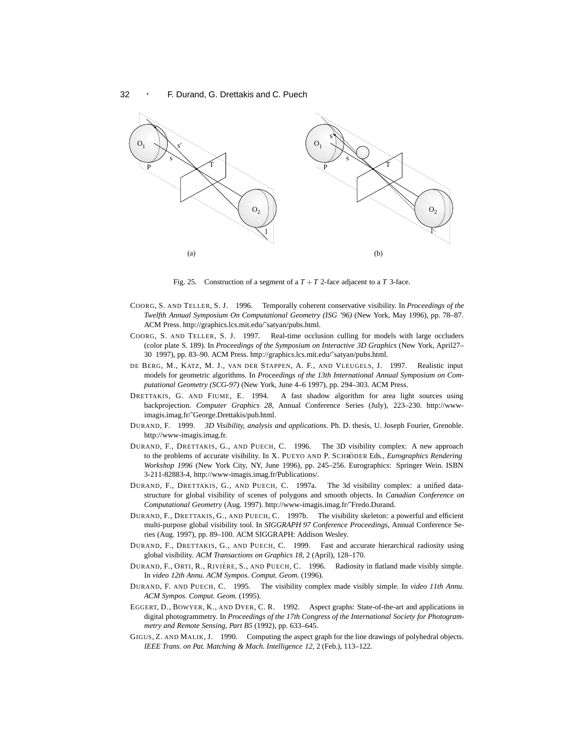Fig. 25. Construction of a segment of a $T+T$ 2-face adjacent to a $T$ 3-face.

COORG, S. AND TELLER, S. J. 1996. Temporally coherent conservative visibility. In *Proceedings of the Twelfth Annual Symposium On Computational Geometry (ISG '96)* (New York, May 1996), pp. 78–87. ACM Press. http://graphics.lcs.mit.edu/˜satyan/pubs.html.

COORG, S. AND TELLER, S. J. 1997. Real-time occlusion culling for models with large occluders (color plate S. 189). In *Proceedings of the Symposium on Interactive 3D Graphics* (New York, April27–30 1997), pp. 83–90. ACM Press. http://graphics.lcs.mit.edu/˜satyan/pubs.html.

DE BERG, M., KATZ, M. J., VAN DER STAPPEN, A. F., AND VLEUGELS, J. 1997. Realistic input models for geometric algorithms. In *Proceedings of the 13th International Annual Symposium on Computational Geometry (SCG-97)* (New York, June 4–6 1997), pp. 294–303. ACM Press.

DRETTAKIS, G. AND FIUME, E. 1994. A fast shadow algorithm for area light sources using backprojection. *Computer Graphics 28*, Annual Conference Series (July), 223–230. http://www-imagis.imag.fr/˜George.Drettakis/pub.html.

DURAND, F. 1999. *3D Visibility, analysis and applications.* Ph. D. thesis, U. Joseph Fourier, Grenoble. http://www-imagis.imag.fr.

DURAND, F., DRETTAKIS, G., AND PUECH, C. 1996. The 3D visibility complex: A new approach to the problems of accurate visibility. In X. PUEYO AND P. SCHRÖDER Eds., *Eurographics Rendering Workshop 1996* (New York City, NY, June 1996), pp. 245–256. Eurographics: Springer Wein. ISBN 3-211-82883-4, http://www-imagis.imag.fr/Publications/.

DURAND, F., DRETTAKIS, G., AND PUECH, C. 1997a. The 3d visibility complex: a unified data-structure for global visibility of scenes of polygons and smooth objects. In *Canadian Conference on Computational Geometry* (Aug. 1997). http://www-imagis.imag.fr/˜Fredo.Durand.

DURAND, F., DRETTAKIS, G., AND PUECH, C. 1997b. The visibility skeleton: a powerful and efficient multi-purpose global visibility tool. In *SIGGRAPH 97 Conference Proceedings*, Annual Conference Series (Aug. 1997), pp. 89–100. ACM SIGGRAPH: Addison Wesley.

DURAND, F., DRETTAKIS, G., AND PUECH, C. 1999. Fast and accurate hierarchical radiosity using global visibility. *ACM Transactions on Graphics 18*, 2 (April), 128–170.

DURAND, F., ORTI, R., RIVIÈRE, S., AND PUECH, C. 1996. Radiosity in flatland made visibly simple. In *video 12th Annu. ACM Sympos. Comput. Geom.* (1996).

DURAND, F. AND PUECH, C. 1995. The visibility complex made visibly simple. In *video 11th Annu. ACM Sympos. Comput. Geom.* (1995).

EGGERT, D., BOWYER, K., AND DYER, C. R. 1992. Aspect graphs: State-of-the-art and applications in digital photogrammetry. In *Proceedings of the 17th Congress of the International Society for Photogrammetry and Remote Sensing, Part B5* (1992), pp. 633–645.

GIGUS, Z. AND MALIK, J. 1990. Computing the aspect graph for the line drawings of polyhedral objects. *IEEE Trans. on Pat. Matching & Mach. Intelligence 12*, 2 (Feb.), 113–122.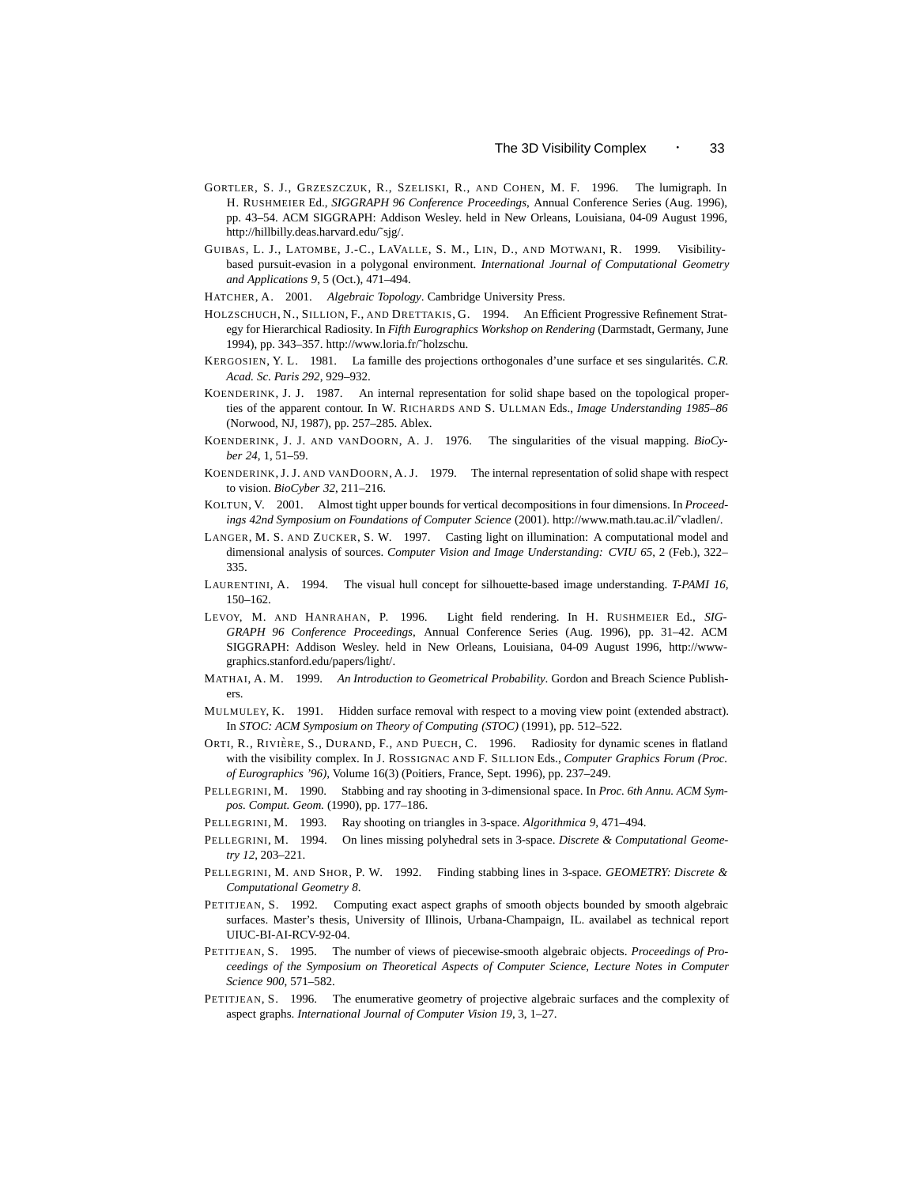GORTLER, S. J., GRZESZCZUK, R., SZELISKI, R., AND COHEN, M. F. 1996. The lumigraph. In H. RUSHMEIER Ed., *SIGGRAPH 96 Conference Proceedings*, Annual Conference Series (Aug. 1996), pp. 43–54. ACM SIGGRAPH: Addison Wesley. held in New Orleans, Louisiana, 04-09 August 1996, http://hillbilly.deas.harvard.edu/~sjg/.

GUIBAS, L. J., LATOMBE, J.-C., LAVALLE, S. M., LIN, D., AND MOTWANI, R. 1999. Visibility-based pursuit-evasion in a polygonal environment. *International Journal of Computational Geometry and Applications 9*, 5 (Oct.), 471–494.

HATCHER, A. 2001. *Algebraic Topology*. Cambridge University Press.

HOLZSCHUCH, N., SILLION, F., AND DRETTAKIS, G. 1994. An Efficient Progressive Refinement Strategy for Hierarchical Radiosity. In *Fifth Eurographics Workshop on Rendering* (Darmstadt, Germany, June 1994), pp. 343–357. http://www.loria.fr/~holzschu.

KERGOSIEN, Y. L. 1981. La famille des projections orthogonales d'une surface et ses singularités. *C.R. Acad. Sc. Paris 292*, 929–932.

KOENDERINK, J. J. 1987. An internal representation for solid shape based on the topological properties of the apparent contour. In W. RICHARDS AND S. ULLMAN Eds., *Image Understanding 1985–86* (Norwood, NJ, 1987), pp. 257–285. Ablex.

KOENDERINK, J. J. AND VANDOORN, A. J. 1976. The singularities of the visual mapping. *BioCyber 24*, 1, 51–59.

KOENDERINK, J. J. AND VANDOORN, A. J. 1979. The internal representation of solid shape with respect to vision. *BioCyber 32*, 211–216.

KOLTUN, V. 2001. Almost tight upper bounds for vertical decompositions in four dimensions. In *Proceedings 42nd Symposium on Foundations of Computer Science* (2001). http://www.math.tau.ac.il/~vladlen/.

LANGER, M. S. AND ZUCKER, S. W. 1997. Casting light on illumination: A computational model and dimensional analysis of sources. *Computer Vision and Image Understanding: CVIU 65*, 2 (Feb.), 322–335.

LAURENTINI, A. 1994. The visual hull concept for silhouette-based image understanding. *T-PAMI 16*, 150–162.

LEVOY, M. AND HANRAHAN, P. 1996. Light field rendering. In H. RUSHMEIER Ed., *SIGGRAPH 96 Conference Proceedings*, Annual Conference Series (Aug. 1996), pp. 31–42. ACM SIGGRAPH: Addison Wesley. held in New Orleans, Louisiana, 04-09 August 1996, http://www-graphics.stanford.edu/papers/light/.

MATHAI, A. M. 1999. *An Introduction to Geometrical Probability*. Gordon and Breach Science Publishers.

MULMULEY, K. 1991. Hidden surface removal with respect to a moving view point (extended abstract). In *STOC: ACM Symposium on Theory of Computing (STOC)* (1991), pp. 512–522.

ORTI, R., RIVIÈRE, S., DURAND, F., AND PUECH, C. 1996. Radiosity for dynamic scenes in flatland with the visibility complex. In J. ROSSIGNAC AND F. SILLION Eds., *Computer Graphics Forum (Proc. of Eurographics '96)*, Volume 16(3) (Poitiers, France, Sept. 1996), pp. 237–249.

PELLEGRINI, M. 1990. Stabbing and ray shooting in 3-dimensional space. In *Proc. 6th Annu. ACM Sympos. Comput. Geom.* (1990), pp. 177–186.

PELLEGRINI, M. 1993. Ray shooting on triangles in 3-space. *Algorithmica 9*, 471–494.

PELLEGRINI, M. 1994. On lines missing polyhedral sets in 3-space. *Discrete & Computational Geometry 12*, 203–221.

PELLEGRINI, M. AND SHOR, P. W. 1992. Finding stabbing lines in 3-space. *GEOMETRY: Discrete & Computational Geometry 8*.

PETITJEAN, S. 1992. Computing exact aspect graphs of smooth objects bounded by smooth algebraic surfaces. Master's thesis, University of Illinois, Urbana-Champaign, IL. availabel as technical report UIUC-BI-AI-RCV-92-04.

PETITJEAN, S. 1995. The number of views of piecewise-smooth algebraic objects. *Proceedings of Proceedings of the Symposium on Theoretical Aspects of Computer Science, Lecture Notes in Computer Science 900*, 571–582.

PETITJEAN, S. 1996. The enumerative geometry of projective algebraic surfaces and the complexity of aspect graphs. *International Journal of Computer Vision 19*, 3, 1–27.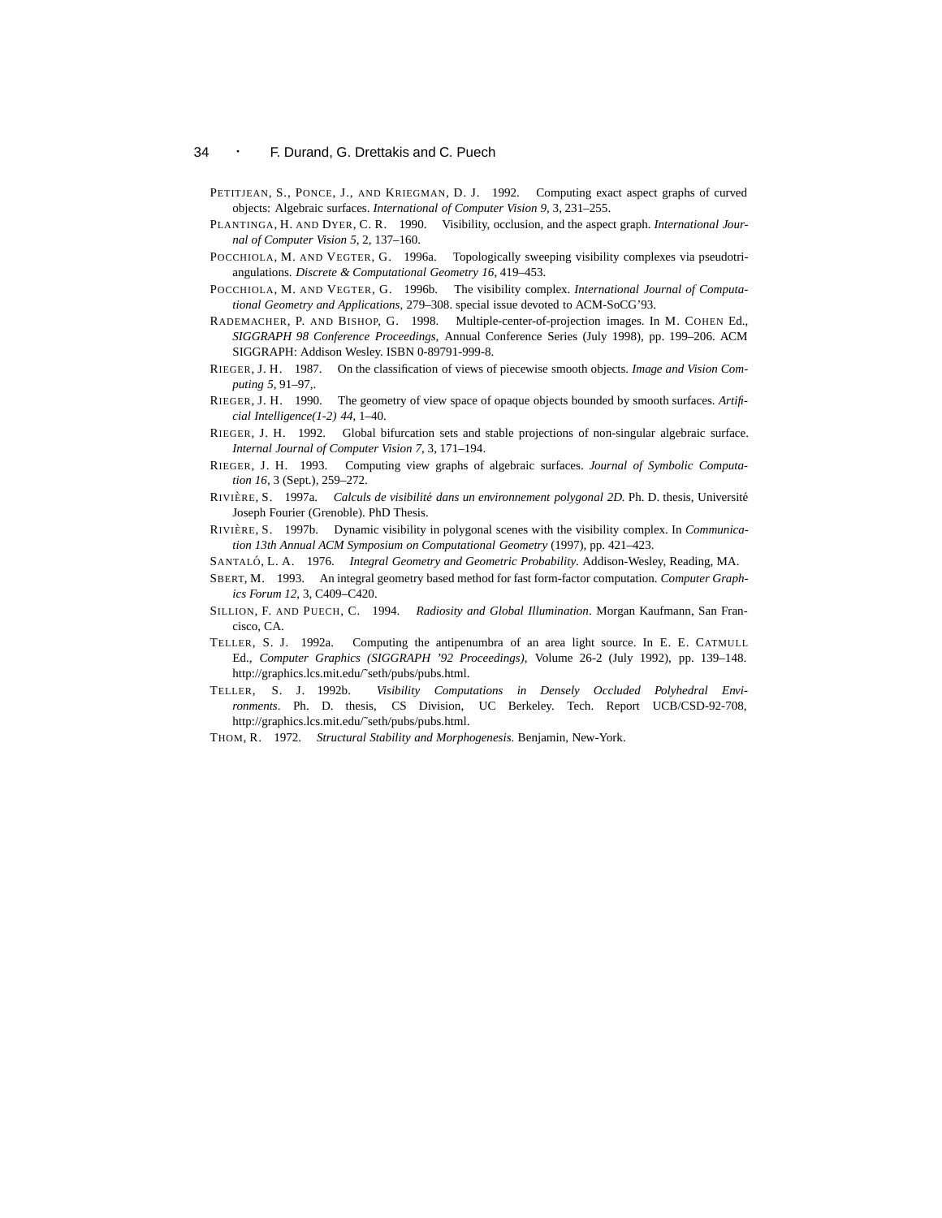PETITJEAN, S., PONCE, J., AND KRIEGMAN, D. J. 1992. Computing exact aspect graphs of curved objects: Algebraic surfaces. *International of Computer Vision 9*, 3, 231–255.

PLANTINGA, H. AND DYER, C. R. 1990. Visibility, occlusion, and the aspect graph. *International Journal of Computer Vision 5*, 2, 137–160.

POCCHIOLA, M. AND VEGTER, G. 1996a. Topologically sweeping visibility complexes via pseudotriangulations. *Discrete & Computational Geometry 16*, 419–453.

POCCHIOLA, M. AND VEGTER, G. 1996b. The visibility complex. *International Journal of Computational Geometry and Applications*, 279–308. special issue devoted to ACM-SoCG'93.

RADEMACHER, P. AND BISHOP, G. 1998. Multiple-center-of-projection images. In M. COHEN Ed., *SIGGRAPH 98 Conference Proceedings*, Annual Conference Series (July 1998), pp. 199–206. ACM SIGGRAPH: Addison Wesley. ISBN 0-89791-999-8.

RIEGER, J. H. 1987. On the classification of views of piecewise smooth objects. *Image and Vision Computing 5*, 91–97,.

RIEGER, J. H. 1990. The geometry of view space of opaque objects bounded by smooth surfaces. *Artificial Intelligence(1-2) 44*, 1–40.

RIEGER, J. H. 1992. Global bifurcation sets and stable projections of non-singular algebraic surface. *Internal Journal of Computer Vision 7*, 3, 171–194.

RIEGER, J. H. 1993. Computing view graphs of algebraic surfaces. *Journal of Symbolic Computation 16*, 3 (Sept.), 259–272.

RIVIÈRE, S. 1997a. *Calculs de visibilité dans un environnement polygonal 2D*. Ph. D. thesis, Université Joseph Fourier (Grenoble). PhD Thesis.

RIVIÈRE, S. 1997b. Dynamic visibility in polygonal scenes with the visibility complex. In *Communication 13th Annual ACM Symposium on Computational Geometry* (1997), pp. 421–423.

SANTALÓ, L. A. 1976. *Integral Geometry and Geometric Probability*. Addison-Wesley, Reading, MA.

SBERT, M. 1993. An integral geometry based method for fast form-factor computation. *Computer Graphics Forum 12*, 3, C409–C420.

SILLION, F. AND PUECH, C. 1994. *Radiosity and Global Illumination*. Morgan Kaufmann, San Francisco, CA.

TELLER, S. J. 1992a. Computing the antipenumbra of an area light source. In E. E. CATMULL Ed., *Computer Graphics (SIGGRAPH '92 Proceedings)*, Volume 26-2 (July 1992), pp. 139–148. http://graphics.lcs.mit.edu/˜seth/pubs/pubs.html.

TELLER, S. J. 1992b. *Visibility Computations in Densely Occluded Polyhedral Environments*. Ph. D. thesis, CS Division, UC Berkeley. Tech. Report UCB/CSD-92-708, http://graphics.lcs.mit.edu/˜seth/pubs/pubs.html.

THOM, R. 1972. *Structural Stability and Morphogenesis*. Benjamin, New-York.